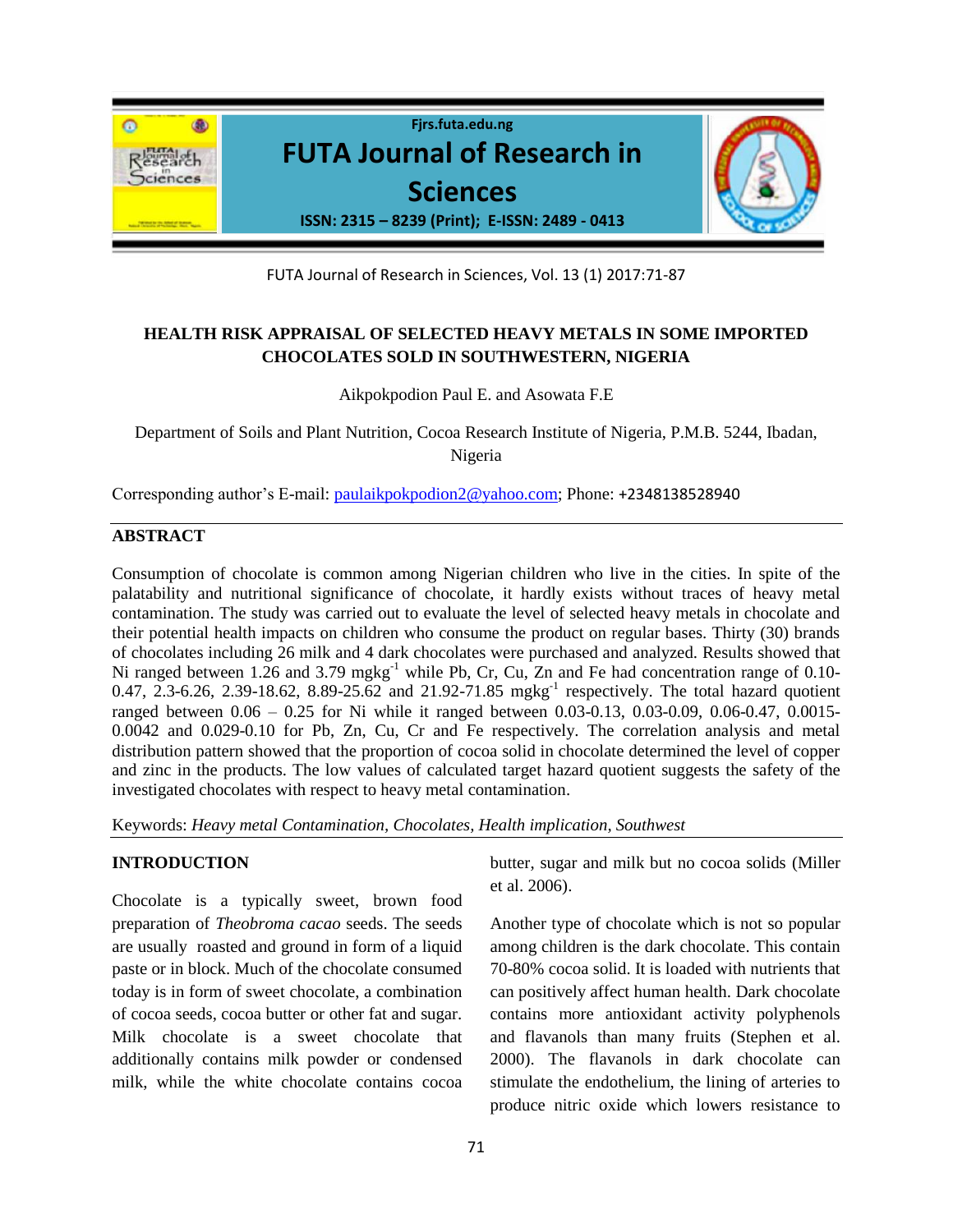## HEALTH RISK APPRAISAL OF SELECTED HEAVY METALS IN SOME IMPORTED CHOCOLATES SOLD IN SOUTHWESTERN, NIGERIA

Aikpokpodion Paul E. and Asowata F.E

Department of Soils and Plant Nutrition, Cocoa Research Institute of Nigeria, P.M.B. 5244, Ibadan, Nigeria

Corresponding author's E-mail: paulaikpokpodion2@yahoo.com; Phone: +2348138528940

### ABSTRACT

Consumption of chocolate is common among Nigerian children who live in the cities. In spite of the palatability and nutritional significance of chocolate, it hardly exists without traces of heavy metal contamination. The study was carried out to evaluate the level of selected heavy metals in chocolate and their potential health impacts on children who consume the product on regular bases. Thirty (30) brands of chocolates including 26 milk and 4 dark chocolates were purchased and analyzed. Results showed that Ni ranged between 1.26 and 3.79 $mgkg^{-1}$ while Pb, Cr, Cu, Zn and Fe had concentration range of 0.10-0.47, 2.3-6.26, 2.39-18.62, 8.89-25.62 and 21.92-71.85 $mgkg^{-1}$ respectively. The total hazard quotient ranged between 0.06 – 0.25 for Ni while it ranged between 0.03-0.13, 0.03-0.09, 0.06-0.47, 0.0015-0.0042 and 0.029-0.10 for Pb, Zn, Cu, Cr and Fe respectively. The correlation analysis and metal distribution pattern showed that the proportion of cocoa solid in chocolate determined the level of copper and zinc in the products. The low values of calculated target hazard quotient suggests the safety of the investigated chocolates with respect to heavy metal contamination.

Keywords: *Heavy metal Contamination, Chocolates, Health implication, Southwest*

### INTRODUCTION

Chocolate is a typically sweet, brown food preparation of *Theobroma cacao* seeds. The seeds are usually roasted and ground in form of a liquid paste or in block. Much of the chocolate consumed today is in form of sweet chocolate, a combination of cocoa seeds, cocoa butter or other fat and sugar. Milk chocolate is a sweet chocolate that additionally contains milk powder or condensed milk, while the white chocolate contains cocoa butter, sugar and milk but no cocoa solids (Miller et al. 2006).

Another type of chocolate which is not so popular among children is the dark chocolate. This contain 70-80% cocoa solid. It is loaded with nutrients that can positively affect human health. Dark chocolate contains more antioxidant activity polyphenols and flavanols than many fruits (Stephen et al. 2000). The flavanols in dark chocolate can stimulate the endothelium, the lining of arteries to produce nitric oxide which lowers resistance to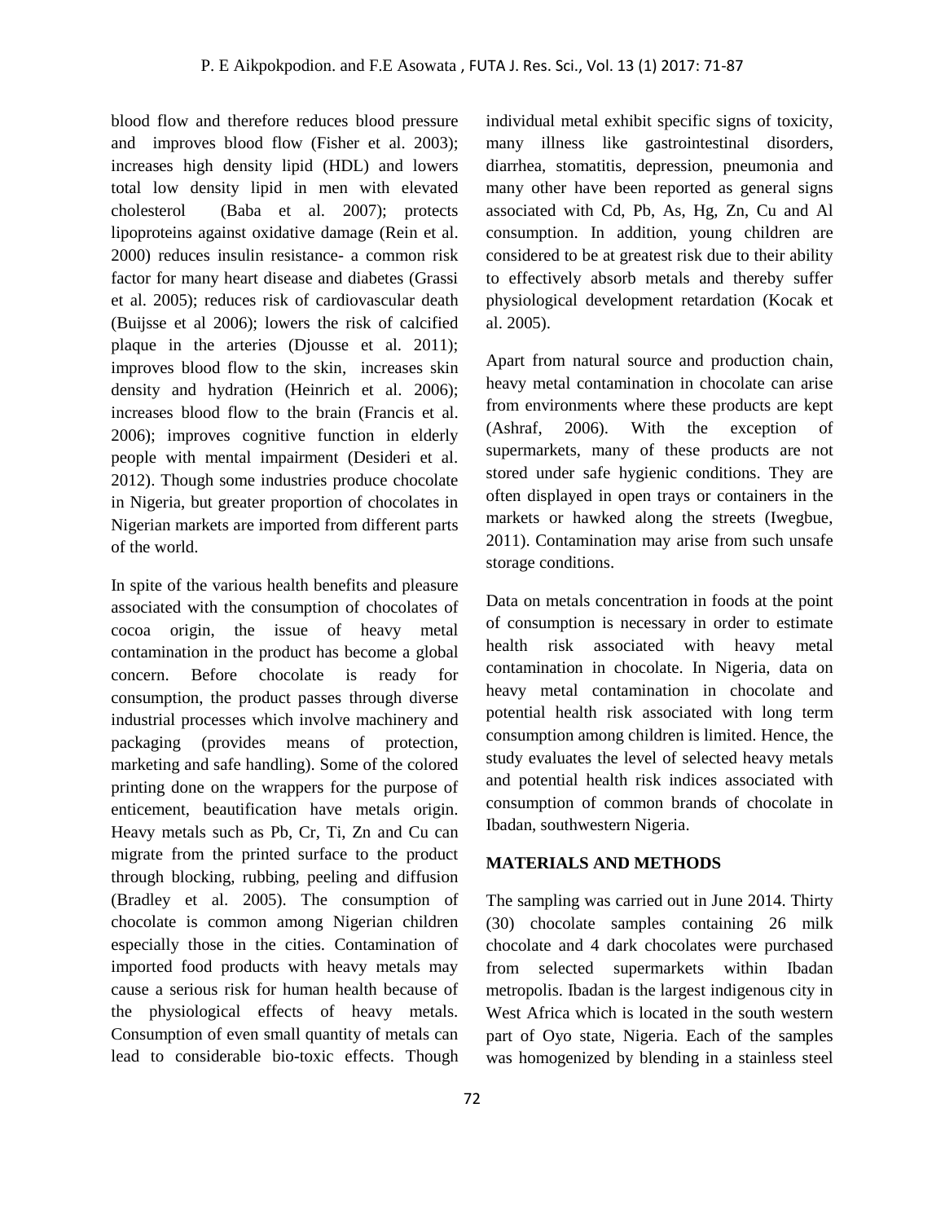blood flow and therefore reduces blood pressure and improves blood flow (Fisher et al. 2003); increases high density lipid (HDL) and lowers total low density lipid in men with elevated cholesterol (Baba et al. 2007); protects lipoproteins against oxidative damage (Rein et al. 2000) reduces insulin resistance- a common risk factor for many heart disease and diabetes (Grassi et al. 2005); reduces risk of cardiovascular death (Buijsse et al 2006); lowers the risk of calcified plaque in the arteries (Djousse et al. 2011); improves blood flow to the skin, increases skin density and hydration (Heinrich et al. 2006); increases blood flow to the brain (Francis et al. 2006); improves cognitive function in elderly people with mental impairment (Desideri et al. 2012). Though some industries produce chocolate in Nigeria, but greater proportion of chocolates in Nigerian markets are imported from different parts of the world.

In spite of the various health benefits and pleasure associated with the consumption of chocolates of cocoa origin, the issue of heavy metal contamination in the product has become a global concern. Before chocolate is ready for consumption, the product passes through diverse industrial processes which involve machinery and packaging (provides means of protection, marketing and safe handling). Some of the colored printing done on the wrappers for the purpose of enticement, beautification have metals origin. Heavy metals such as Pb, Cr, Ti, Zn and Cu can migrate from the printed surface to the product through blocking, rubbing, peeling and diffusion (Bradley et al. 2005). The consumption of chocolate is common among Nigerian children especially those in the cities. Contamination of imported food products with heavy metals may cause a serious risk for human health because of the physiological effects of heavy metals. Consumption of even small quantity of metals can lead to considerable bio-toxic effects. Though individual metal exhibit specific signs of toxicity, many illness like gastrointestinal disorders, diarrhea, stomatitis, depression, pneumonia and many other have been reported as general signs associated with Cd, Pb, As, Hg, Zn, Cu and Al consumption. In addition, young children are considered to be at greatest risk due to their ability to effectively absorb metals and thereby suffer physiological development retardation (Kocak et al. 2005).

Apart from natural source and production chain, heavy metal contamination in chocolate can arise from environments where these products are kept (Ashraf, 2006). With the exception of supermarkets, many of these products are not stored under safe hygienic conditions. They are often displayed in open trays or containers in the markets or hawked along the streets (Iwegbue, 2011). Contamination may arise from such unsafe storage conditions.

Data on metals concentration in foods at the point of consumption is necessary in order to estimate health risk associated with heavy metal contamination in chocolate. In Nigeria, data on heavy metal contamination in chocolate and potential health risk associated with long term consumption among children is limited. Hence, the study evaluates the level of selected heavy metals and potential health risk indices associated with consumption of common brands of chocolate in Ibadan, southwestern Nigeria.

## MATERIALS AND METHODS

The sampling was carried out in June 2014. Thirty (30) chocolate samples containing 26 milk chocolate and 4 dark chocolates were purchased from selected supermarkets within Ibadan metropolis. Ibadan is the largest indigenous city in West Africa which is located in the south western part of Oyo state, Nigeria. Each of the samples was homogenized by blending in a stainless steel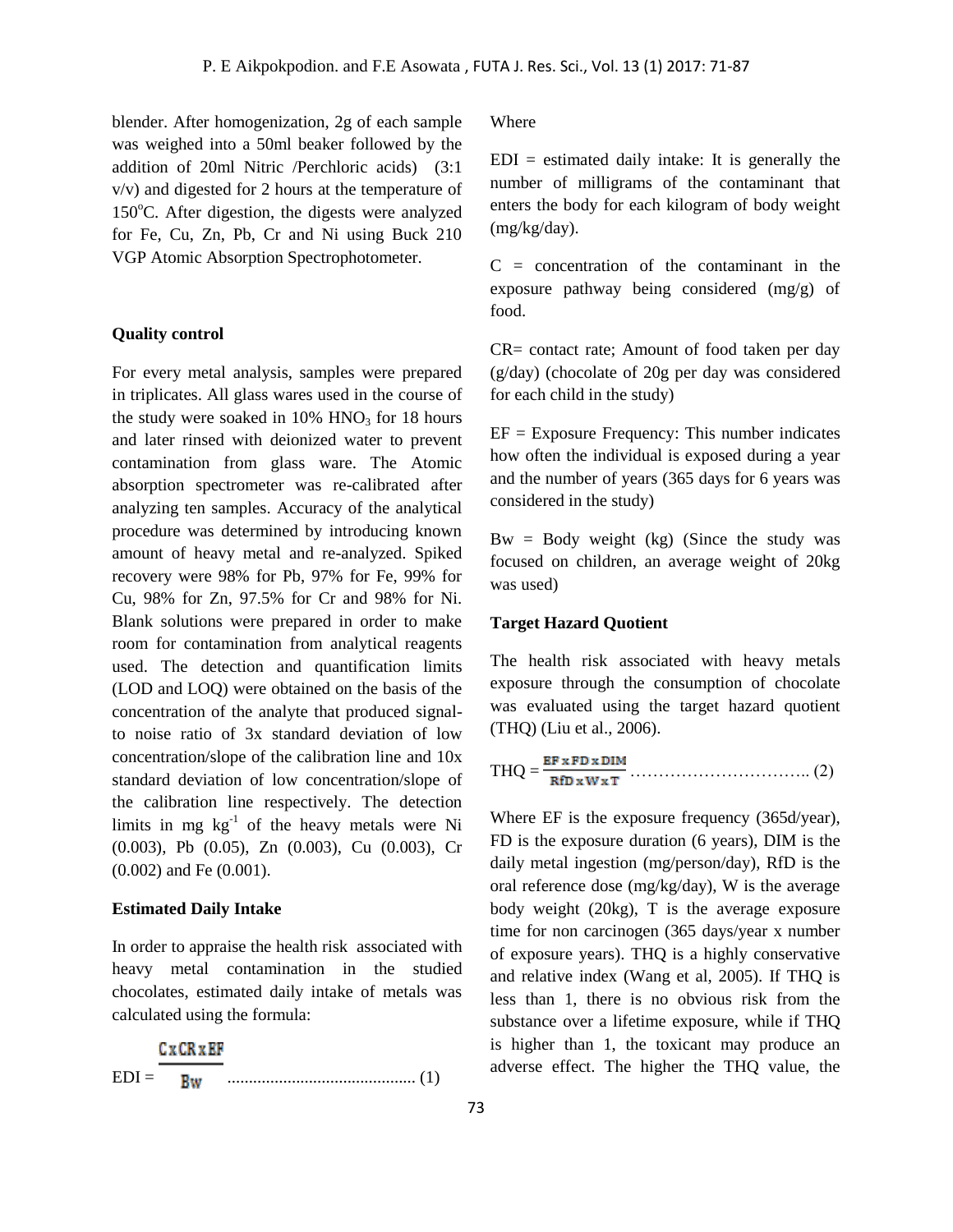blender. After homogenization, 2g of each sample was weighed into a 50ml beaker followed by the addition of 20ml Nitric /Perchloric acids) (3:1 v/v) and digested for 2 hours at the temperature of 150°C. After digestion, the digests were analyzed for Fe, Cu, Zn, Pb, Cr and Ni using Buck 210 VGP Atomic Absorption Spectrophotometer.

**Quality control**

For every metal analysis, samples were prepared in triplicates. All glass wares used in the course of the study were soaked in 10% $HNO_3$ for 18 hours and later rinsed with deionized water to prevent contamination from glass ware. The Atomic absorption spectrometer was re-calibrated after analyzing ten samples. Accuracy of the analytical procedure was determined by introducing known amount of heavy metal and re-analyzed. Spiked recovery were 98% for Pb, 97% for Fe, 99% for Cu, 98% for Zn, 97.5% for Cr and 98% for Ni. Blank solutions were prepared in order to make room for contamination from analytical reagents used. The detection and quantification limits (LOD and LOQ) were obtained on the basis of the concentration of the analyte that produced signal-to noise ratio of 3x standard deviation of low concentration/slope of the calibration line and 10x standard deviation of low concentration/slope of the calibration line respectively. The detection limits in mg $kg^{-1}$ of the heavy metals were Ni (0.003), Pb (0.05), Zn (0.003), Cu (0.003), Cr (0.002) and Fe (0.001).

**Estimated Daily Intake**

In order to appraise the health risk associated with heavy metal contamination in the studied chocolates, estimated daily intake of metals was calculated using the formula:

$$EDI = \frac{C \times CR \times EF}{Bw} \quad \text{.......................................... (1)}$$

Where

EDI = estimated daily intake: It is generally the number of milligrams of the contaminant that enters the body for each kilogram of body weight (mg/kg/day).

C = concentration of the contaminant in the exposure pathway being considered (mg/g) of food.

CR= contact rate; Amount of food taken per day (g/day) (chocolate of 20g per day was considered for each child in the study)

EF = Exposure Frequency: This number indicates how often the individual is exposed during a year and the number of years (365 days for 6 years was considered in the study)

Bw = Body weight (kg) (Since the study was focused on children, an average weight of 20kg was used)

**Target Hazard Quotient**

The health risk associated with heavy metals exposure through the consumption of chocolate was evaluated using the target hazard quotient (THQ) (Liu et al., 2006).

$$THQ = \frac{EF \times FD \times DIM}{RfD \times W \times T} \quad \text{………………………….. (2)}$$

Where EF is the exposure frequency (365d/year), FD is the exposure duration (6 years), DIM is the daily metal ingestion (mg/person/day), RfD is the oral reference dose (mg/kg/day), W is the average body weight (20kg), T is the average exposure time for non carcinogen (365 days/year x number of exposure years). THQ is a highly conservative and relative index (Wang et al, 2005). If THQ is less than 1, there is no obvious risk from the substance over a lifetime exposure, while if THQ is higher than 1, the toxicant may produce an adverse effect. The higher the THQ value, the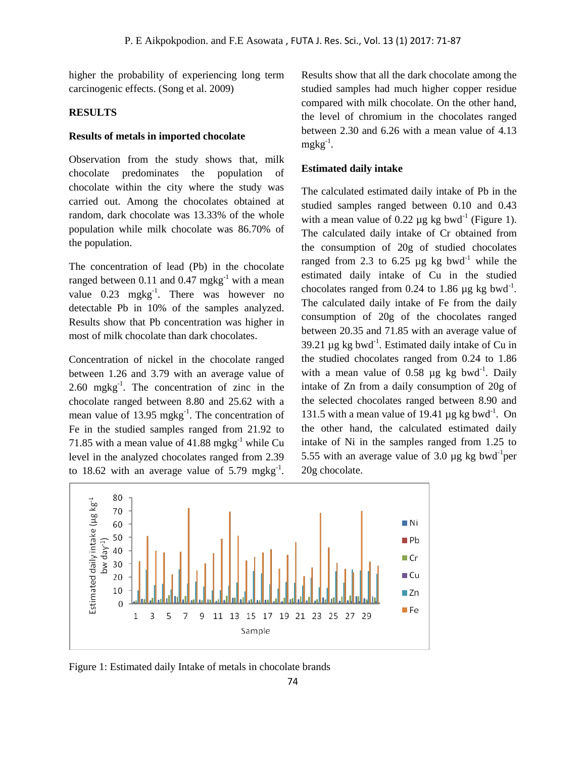higher the probability of experiencing long term carcinogenic effects. (Song et al. 2009)

## RESULTS

### Results of metals in imported chocolate

Observation from the study shows that, milk chocolate predominates the population of chocolate within the city where the study was carried out. Among the chocolates obtained at random, dark chocolate was 13.33% of the whole population while milk chocolate was 86.70% of the population.

The concentration of lead (Pb) in the chocolate ranged between 0.11 and 0.47 mgkg$^{-1}$ with a mean value 0.23 mgkg$^{-1}$. There was however no detectable Pb in 10% of the samples analyzed. Results show that Pb concentration was higher in most of milk chocolate than dark chocolates.

Concentration of nickel in the chocolate ranged between 1.26 and 3.79 with an average value of 2.60 mgkg$^{-1}$. The concentration of zinc in the chocolate ranged between 8.80 and 25.62 with a mean value of 13.95 mgkg$^{-1}$. The concentration of Fe in the studied samples ranged from 21.92 to 71.85 with a mean value of 41.88 mgkg$^{-1}$ while Cu level in the analyzed chocolates ranged from 2.39 to 18.62 with an average value of 5.79 mgkg$^{-1}$. Results show that all the dark chocolate among the studied samples had much higher copper residue compared with milk chocolate. On the other hand, the level of chromium in the chocolates ranged between 2.30 and 6.26 with a mean value of 4.13 mgkg$^{-1}$.

### Estimated daily intake

The calculated estimated daily intake of Pb in the studied samples ranged between 0.10 and 0.43 with a mean value of 0.22 µg kg bwd$^{-1}$ (Figure 1). The calculated daily intake of Cr obtained from the consumption of 20g of studied chocolates ranged from 2.3 to 6.25 µg kg bwd$^{-1}$ while the estimated daily intake of Cu in the studied chocolates ranged from 0.24 to 1.86 µg kg bwd$^{-1}$. The calculated daily intake of Fe from the daily consumption of 20g of the chocolates ranged between 20.35 and 71.85 with an average value of 39.21 µg kg bwd$^{-1}$. Estimated daily intake of Cu in the studied chocolates ranged from 0.24 to 1.86 with a mean value of 0.58 µg kg bwd$^{-1}$. Daily intake of Zn from a daily consumption of 20g of the selected chocolates ranged between 8.90 and 131.5 with a mean value of 19.41 µg kg bwd$^{-1}$. On the other hand, the calculated estimated daily intake of Ni in the samples ranged from 1.25 to 5.55 with an average value of 3.0 µg kg bwd$^{-1}$per 20g chocolate.

Figure 1: Estimated daily Intake of metals in chocolate brands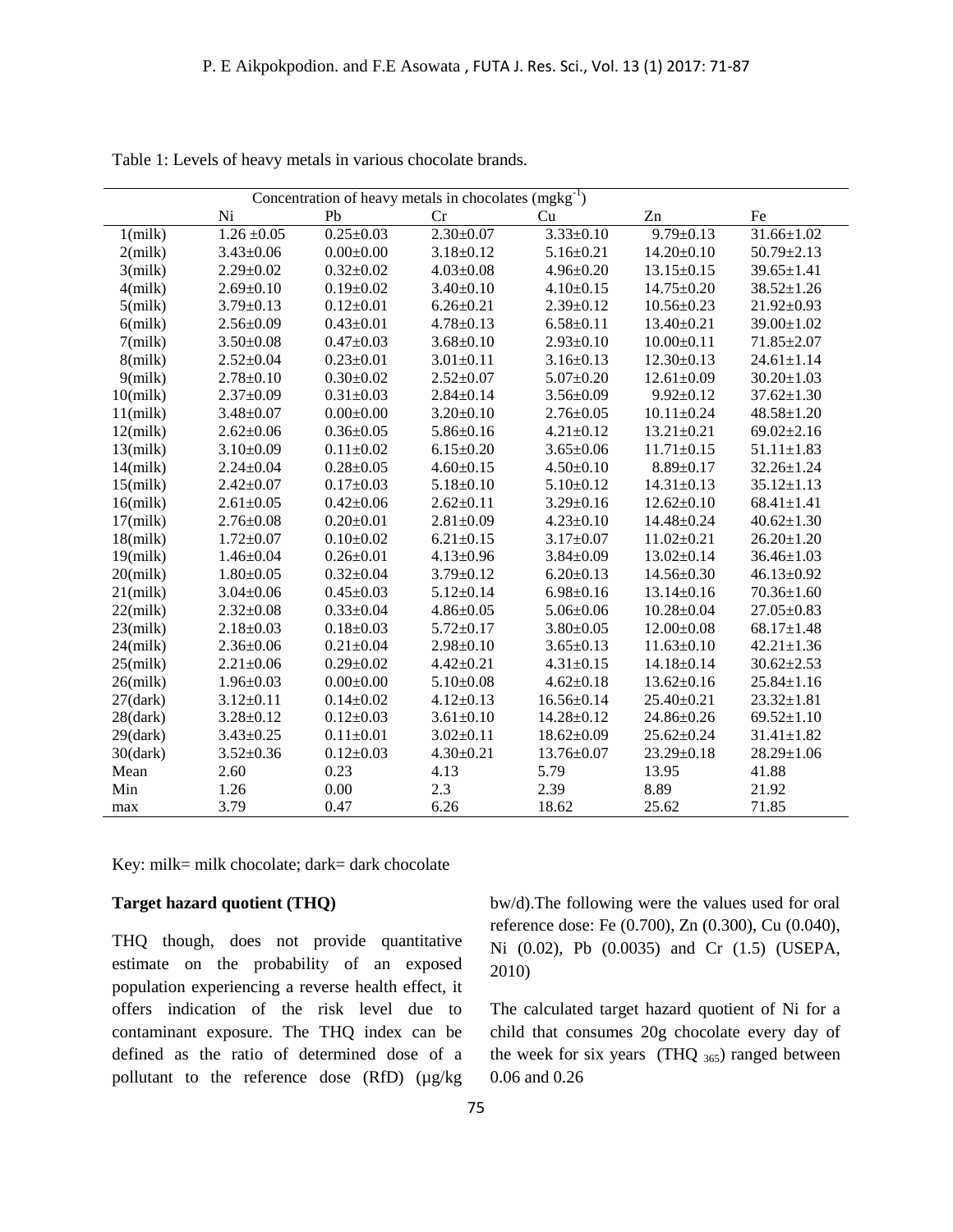Table 1: Levels of heavy metals in various chocolate brands.

| | Concentration of heavy metals in chocolates ($mgkg^{-1}$) | | | | | |
|---|---|---|---|---|---|---|
| | Ni | Pb | Cr | Cu | Zn | Fe |
| 1(milk) | 1.26 ±0.05 | 0.25±0.03 | 2.30±0.07 | 3.33±0.10 | 9.79±0.13 | 31.66±1.02 |
| 2(milk) | 3.43±0.06 | 0.00±0.00 | 3.18±0.12 | 5.16±0.21 | 14.20±0.10 | 50.79±2.13 |
| 3(milk) | 2.29±0.02 | 0.32±0.02 | 4.03±0.08 | 4.96±0.20 | 13.15±0.15 | 39.65±1.41 |
| 4(milk) | 2.69±0.10 | 0.19±0.02 | 3.40±0.10 | 4.10±0.15 | 14.75±0.20 | 38.52±1.26 |
| 5(milk) | 3.79±0.13 | 0.12±0.01 | 6.26±0.21 | 2.39±0.12 | 10.56±0.23 | 21.92±0.93 |
| 6(milk) | 2.56±0.09 | 0.43±0.01 | 4.78±0.13 | 6.58±0.11 | 13.40±0.21 | 39.00±1.02 |
| 7(milk) | 3.50±0.08 | 0.47±0.03 | 3.68±0.10 | 2.93±0.10 | 10.00±0.11 | 71.85±2.07 |
| 8(milk) | 2.52±0.04 | 0.23±0.01 | 3.01±0.11 | 3.16±0.13 | 12.30±0.13 | 24.61±1.14 |
| 9(milk) | 2.78±0.10 | 0.30±0.02 | 2.52±0.07 | 5.07±0.20 | 12.61±0.09 | 30.20±1.03 |
| 10(milk) | 2.37±0.09 | 0.31±0.03 | 2.84±0.14 | 3.56±0.09 | 9.92±0.12 | 37.62±1.30 |
| 11(milk) | 3.48±0.07 | 0.00±0.00 | 3.20±0.10 | 2.76±0.05 | 10.11±0.24 | 48.58±1.20 |
| 12(milk) | 2.62±0.06 | 0.36±0.05 | 5.86±0.16 | 4.21±0.12 | 13.21±0.21 | 69.02±2.16 |
| 13(milk) | 3.10±0.09 | 0.11±0.02 | 6.15±0.20 | 3.65±0.06 | 11.71±0.15 | 51.11±1.83 |
| 14(milk) | 2.24±0.04 | 0.28±0.05 | 4.60±0.15 | 4.50±0.10 | 8.89±0.17 | 32.26±1.24 |
| 15(milk) | 2.42±0.07 | 0.17±0.03 | 5.18±0.10 | 5.10±0.12 | 14.31±0.13 | 35.12±1.13 |
| 16(milk) | 2.61±0.05 | 0.42±0.06 | 2.62±0.11 | 3.29±0.16 | 12.62±0.10 | 68.41±1.41 |
| 17(milk) | 2.76±0.08 | 0.20±0.01 | 2.81±0.09 | 4.23±0.10 | 14.48±0.24 | 40.62±1.30 |
| 18(milk) | 1.72±0.07 | 0.10±0.02 | 6.21±0.15 | 3.17±0.07 | 11.02±0.21 | 26.20±1.20 |
| 19(milk) | 1.46±0.04 | 0.26±0.01 | 4.13±0.96 | 3.84±0.09 | 13.02±0.14 | 36.46±1.03 |
| 20(milk) | 1.80±0.05 | 0.32±0.04 | 3.79±0.12 | 6.20±0.13 | 14.56±0.30 | 46.13±0.92 |
| 21(milk) | 3.04±0.06 | 0.45±0.03 | 5.12±0.14 | 6.98±0.16 | 13.14±0.16 | 70.36±1.60 |
| 22(milk) | 2.32±0.08 | 0.33±0.04 | 4.86±0.05 | 5.06±0.06 | 10.28±0.04 | 27.05±0.83 |
| 23(milk) | 2.18±0.03 | 0.18±0.03 | 5.72±0.17 | 3.80±0.05 | 12.00±0.08 | 68.17±1.48 |
| 24(milk) | 2.36±0.06 | 0.21±0.04 | 2.98±0.10 | 3.65±0.13 | 11.63±0.10 | 42.21±1.36 |
| 25(milk) | 2.21±0.06 | 0.29±0.02 | 4.42±0.21 | 4.31±0.15 | 14.18±0.14 | 30.62±2.53 |
| 26(milk) | 1.96±0.03 | 0.00±0.00 | 5.10±0.08 | 4.62±0.18 | 13.62±0.16 | 25.84±1.16 |
| 27(dark) | 3.12±0.11 | 0.14±0.02 | 4.12±0.13 | 16.56±0.14 | 25.40±0.21 | 23.32±1.81 |
| 28(dark) | 3.28±0.12 | 0.12±0.03 | 3.61±0.10 | 14.28±0.12 | 24.86±0.26 | 69.52±1.10 |
| 29(dark) | 3.43±0.25 | 0.11±0.01 | 3.02±0.11 | 18.62±0.09 | 25.62±0.24 | 31.41±1.82 |
| 30(dark) | 3.52±0.36 | 0.12±0.03 | 4.30±0.21 | 13.76±0.07 | 23.29±0.18 | 28.29±1.06 |
| Mean | 2.60 | 0.23 | 4.13 | 5.79 | 13.95 | 41.88 |
| Min | 1.26 | 0.00 | 2.3 | 2.39 | 8.89 | 21.92 |
| max | 3.79 | 0.47 | 6.26 | 18.62 | 25.62 | 71.85 |

Key: milk= milk chocolate; dark= dark chocolate

**Target hazard quotient (THQ)**

THQ though, does not provide quantitative estimate on the probability of an exposed population experiencing a reverse health effect, it offers indication of the risk level due to contaminant exposure. The THQ index can be defined as the ratio of determined dose of a pollutant to the reference dose (RfD) (μg/kg bw/d).The following were the values used for oral reference dose: Fe (0.700), Zn (0.300), Cu (0.040), Ni (0.02), Pb (0.0035) and Cr (1.5) (USEPA, 2010)

The calculated target hazard quotient of Ni for a child that consumes 20g chocolate every day of the week for six years ($THQ_{365}$) ranged between 0.06 and 0.26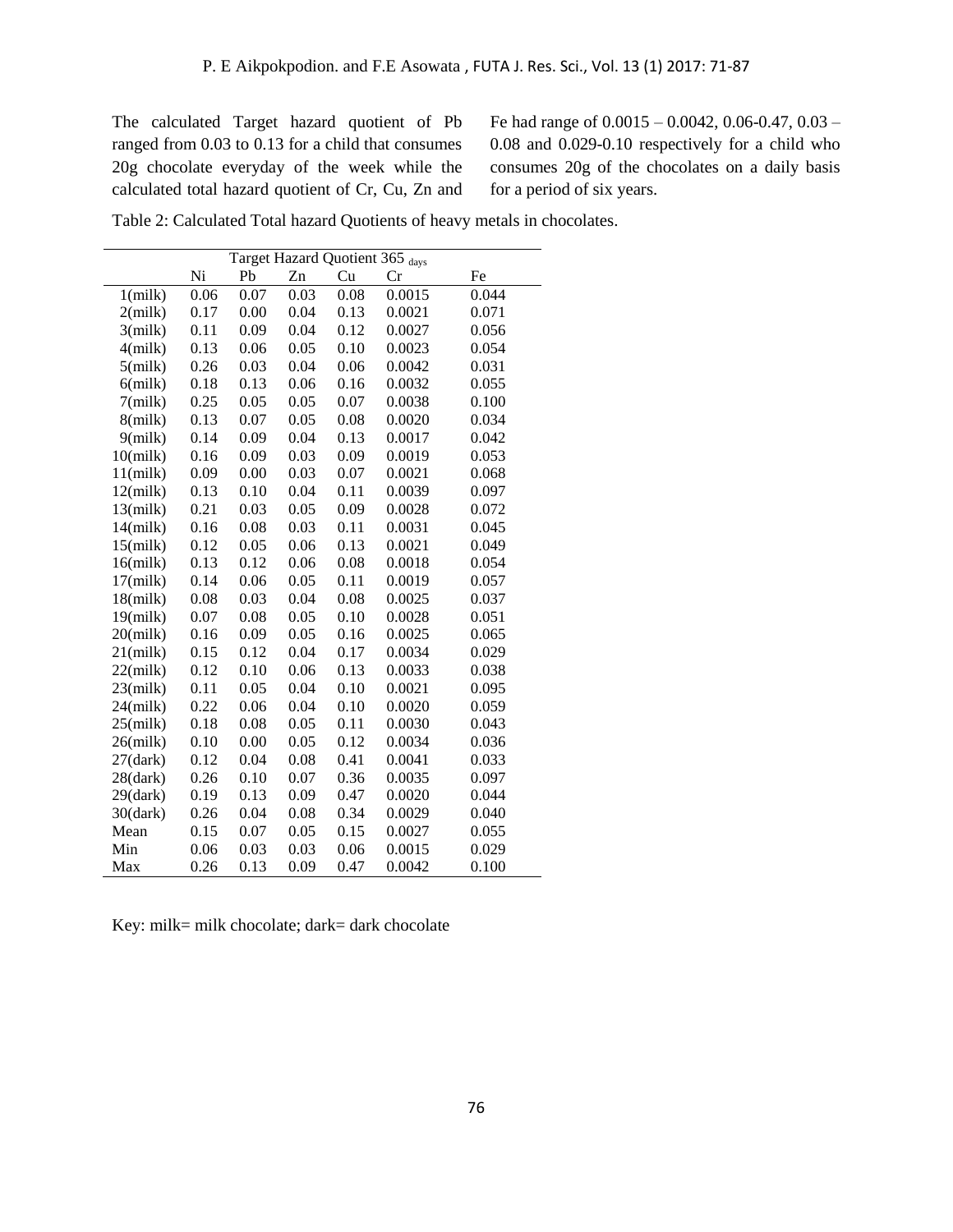The calculated Target hazard quotient of Pb ranged from 0.03 to 0.13 for a child that consumes 20g chocolate everyday of the week while the calculated total hazard quotient of Cr, Cu, Zn and Fe had range of 0.0015 – 0.0042, 0.06-0.47, 0.03 – 0.08 and 0.029-0.10 respectively for a child who consumes 20g of the chocolates on a daily basis for a period of six years.

Table 2: Calculated Total hazard Quotients of heavy metals in chocolates.

| | Target Hazard Quotient 365 $_{days}$ | | | | | |
|---|---|---|---|---|---|---|
| | Ni | Pb | Zn | Cu | Cr | Fe |
| 1(milk) | 0.06 | 0.07 | 0.03 | 0.08 | 0.0015 | 0.044 |
| 2(milk) | 0.17 | 0.00 | 0.04 | 0.13 | 0.0021 | 0.071 |
| 3(milk) | 0.11 | 0.09 | 0.04 | 0.12 | 0.0027 | 0.056 |
| 4(milk) | 0.13 | 0.06 | 0.05 | 0.10 | 0.0023 | 0.054 |
| 5(milk) | 0.26 | 0.03 | 0.04 | 0.06 | 0.0042 | 0.031 |
| 6(milk) | 0.18 | 0.13 | 0.06 | 0.16 | 0.0032 | 0.055 |
| 7(milk) | 0.25 | 0.05 | 0.05 | 0.07 | 0.0038 | 0.100 |
| 8(milk) | 0.13 | 0.07 | 0.05 | 0.08 | 0.0020 | 0.034 |
| 9(milk) | 0.14 | 0.09 | 0.04 | 0.13 | 0.0017 | 0.042 |
| 10(milk) | 0.16 | 0.09 | 0.03 | 0.09 | 0.0019 | 0.053 |
| 11(milk) | 0.09 | 0.00 | 0.03 | 0.07 | 0.0021 | 0.068 |
| 12(milk) | 0.13 | 0.10 | 0.04 | 0.11 | 0.0039 | 0.097 |
| 13(milk) | 0.21 | 0.03 | 0.05 | 0.09 | 0.0028 | 0.072 |
| 14(milk) | 0.16 | 0.08 | 0.03 | 0.11 | 0.0031 | 0.045 |
| 15(milk) | 0.12 | 0.05 | 0.06 | 0.13 | 0.0021 | 0.049 |
| 16(milk) | 0.13 | 0.12 | 0.06 | 0.08 | 0.0018 | 0.054 |
| 17(milk) | 0.14 | 0.06 | 0.05 | 0.11 | 0.0019 | 0.057 |
| 18(milk) | 0.08 | 0.03 | 0.04 | 0.08 | 0.0025 | 0.037 |
| 19(milk) | 0.07 | 0.08 | 0.05 | 0.10 | 0.0028 | 0.051 |
| 20(milk) | 0.16 | 0.09 | 0.05 | 0.16 | 0.0025 | 0.065 |
| 21(milk) | 0.15 | 0.12 | 0.04 | 0.17 | 0.0034 | 0.029 |
| 22(milk) | 0.12 | 0.10 | 0.06 | 0.13 | 0.0033 | 0.038 |
| 23(milk) | 0.11 | 0.05 | 0.04 | 0.10 | 0.0021 | 0.095 |
| 24(milk) | 0.22 | 0.06 | 0.04 | 0.10 | 0.0020 | 0.059 |
| 25(milk) | 0.18 | 0.08 | 0.05 | 0.11 | 0.0030 | 0.043 |
| 26(milk) | 0.10 | 0.00 | 0.05 | 0.12 | 0.0034 | 0.036 |
| 27(dark) | 0.12 | 0.04 | 0.08 | 0.41 | 0.0041 | 0.033 |
| 28(dark) | 0.26 | 0.10 | 0.07 | 0.36 | 0.0035 | 0.097 |
| 29(dark) | 0.19 | 0.13 | 0.09 | 0.47 | 0.0020 | 0.044 |
| 30(dark) | 0.26 | 0.04 | 0.08 | 0.34 | 0.0029 | 0.040 |
| Mean | 0.15 | 0.07 | 0.05 | 0.15 | 0.0027 | 0.055 |
| Min | 0.06 | 0.03 | 0.03 | 0.06 | 0.0015 | 0.029 |
| Max | 0.26 | 0.13 | 0.09 | 0.47 | 0.0042 | 0.100 |

Key: milk= milk chocolate; dark= dark chocolate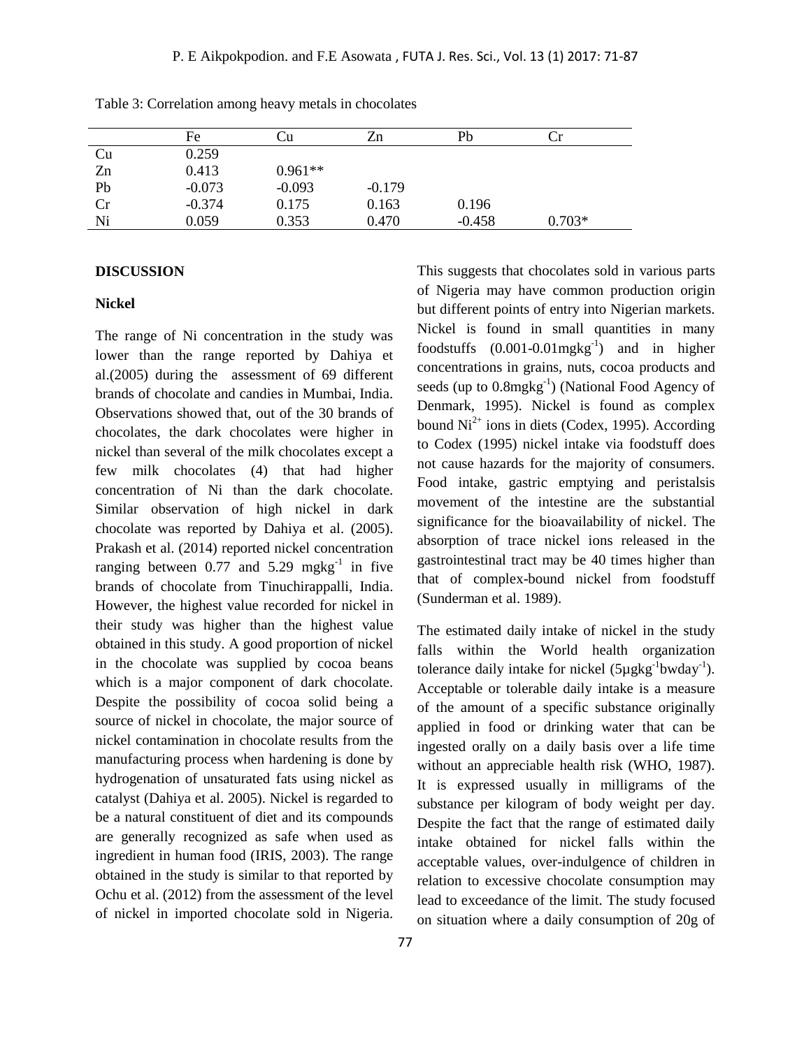Table 3: Correlation among heavy metals in chocolates

| | Fe | Cu | Zn | Pb | Cr |
|---|---|---|---|---|---|
| Cu | 0.259 | | | | |
| Zn | 0.413 | 0.961** | | | |
| Pb | -0.073 | -0.093 | -0.179 | | |
| Cr | -0.374 | 0.175 | 0.163 | 0.196 | |
| Ni | 0.059 | 0.353 | 0.470 | -0.458 | 0.703* |

## DISCUSSION

### Nickel

The range of Ni concentration in the study was lower than the range reported by Dahiya et al.(2005) during the assessment of 69 different brands of chocolate and candies in Mumbai, India. Observations showed that, out of the 30 brands of chocolates, the dark chocolates were higher in nickel than several of the milk chocolates except a few milk chocolates (4) that had higher concentration of Ni than the dark chocolate. Similar observation of high nickel in dark chocolate was reported by Dahiya et al. (2005). Prakash et al. (2014) reported nickel concentration ranging between 0.77 and 5.29 $mgkg^{-1}$ in five brands of chocolate from Tinuchirappalli, India. However, the highest value recorded for nickel in their study was higher than the highest value obtained in this study. A good proportion of nickel in the chocolate was supplied by cocoa beans which is a major component of dark chocolate. Despite the possibility of cocoa solid being a source of nickel in chocolate, the major source of nickel contamination in chocolate results from the manufacturing process when hardening is done by hydrogenation of unsaturated fats using nickel as catalyst (Dahiya et al. 2005). Nickel is regarded to be a natural constituent of diet and its compounds are generally recognized as safe when used as ingredient in human food (IRIS, 2003). The range obtained in the study is similar to that reported by Ochu et al. (2012) from the assessment of the level of nickel in imported chocolate sold in Nigeria. This suggests that chocolates sold in various parts of Nigeria may have common production origin but different points of entry into Nigerian markets. Nickel is found in small quantities in many foodstuffs (0.001-0.01$mgkg^{-1}$) and in higher concentrations in grains, nuts, cocoa products and seeds (up to 0.8$mgkg^{-1}$) (National Food Agency of Denmark, 1995). Nickel is found as complex bound $Ni^{2+}$ ions in diets (Codex, 1995). According to Codex (1995) nickel intake via foodstuff does not cause hazards for the majority of consumers. Food intake, gastric emptying and peristalsis movement of the intestine are the substantial significance for the bioavailability of nickel. The absorption of trace nickel ions released in the gastrointestinal tract may be 40 times higher than that of complex-bound nickel from foodstuff (Sunderman et al. 1989).

The estimated daily intake of nickel in the study falls within the World health organization tolerance daily intake for nickel (5$\mu gkg^{-1}bwday^{-1}$). Acceptable or tolerable daily intake is a measure of the amount of a specific substance originally applied in food or drinking water that can be ingested orally on a daily basis over a life time without an appreciable health risk (WHO, 1987). It is expressed usually in milligrams of the substance per kilogram of body weight per day. Despite the fact that the range of estimated daily intake obtained for nickel falls within the acceptable values, over-indulgence of children in relation to excessive chocolate consumption may lead to exceedance of the limit. The study focused on situation where a daily consumption of 20g of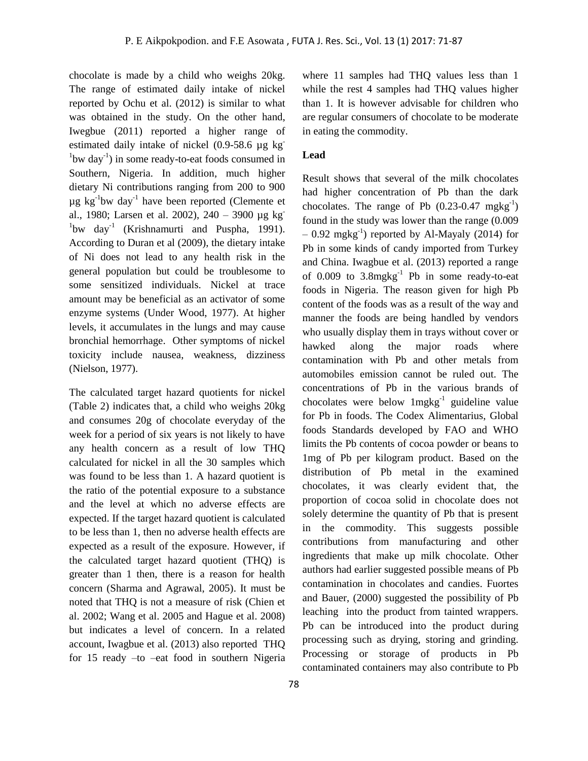chocolate is made by a child who weighs 20kg. The range of estimated daily intake of nickel reported by Ochu et al. (2012) is similar to what was obtained in the study. On the other hand, Iwegbue (2011) reported a higher range of estimated daily intake of nickel (0.9-58.6 µg $kg^{-1}$bw $day^{-1}$) in some ready-to-eat foods consumed in Southern, Nigeria. In addition, much higher dietary Ni contributions ranging from 200 to 900 µg $kg^{-1}$bw $day^{-1}$ have been reported (Clemente et al., 1980; Larsen et al. 2002), 240 – 3900 µg $kg^{-1}$bw $day^{-1}$ (Krishnamurti and Puspha, 1991). According to Duran et al (2009), the dietary intake of Ni does not lead to any health risk in the general population but could be troublesome to some sensitized individuals. Nickel at trace amount may be beneficial as an activator of some enzyme systems (Under Wood, 1977). At higher levels, it accumulates in the lungs and may cause bronchial hemorrhage. Other symptoms of nickel toxicity include nausea, weakness, dizziness (Nielson, 1977).

The calculated target hazard quotients for nickel (Table 2) indicates that, a child who weighs 20kg and consumes 20g of chocolate everyday of the week for a period of six years is not likely to have any health concern as a result of low THQ calculated for nickel in all the 30 samples which was found to be less than 1. A hazard quotient is the ratio of the potential exposure to a substance and the level at which no adverse effects are expected. If the target hazard quotient is calculated to be less than 1, then no adverse health effects are expected as a result of the exposure. However, if the calculated target hazard quotient (THQ) is greater than 1 then, there is a reason for health concern (Sharma and Agrawal, 2005). It must be noted that THQ is not a measure of risk (Chien et al. 2002; Wang et al. 2005 and Hague et al. 2008) but indicates a level of concern. In a related account, Iwagbue et al. (2013) also reported THQ for 15 ready –to –eat food in southern Nigeria where 11 samples had THQ values less than 1 while the rest 4 samples had THQ values higher than 1. It is however advisable for children who are regular consumers of chocolate to be moderate in eating the commodity.

**Lead**

Result shows that several of the milk chocolates had higher concentration of Pb than the dark chocolates. The range of Pb (0.23-0.47 $mgkg^{-1}$) found in the study was lower than the range (0.009 – 0.92 $mgkg^{-1}$) reported by Al-Mayaly (2014) for Pb in some kinds of candy imported from Turkey and China. Iwagbue et al. (2013) reported a range of 0.009 to 3.8$mgkg^{-1}$ Pb in some ready-to-eat foods in Nigeria. The reason given for high Pb content of the foods was as a result of the way and manner the foods are being handled by vendors who usually display them in trays without cover or hawked along the major roads where contamination with Pb and other metals from automobiles emission cannot be ruled out. The concentrations of Pb in the various brands of chocolates were below 1$mgkg^{-1}$ guideline value for Pb in foods. The Codex Alimentarius, Global foods Standards developed by FAO and WHO limits the Pb contents of cocoa powder or beans to 1mg of Pb per kilogram product. Based on the distribution of Pb metal in the examined chocolates, it was clearly evident that, the proportion of cocoa solid in chocolate does not solely determine the quantity of Pb that is present in the commodity. This suggests possible contributions from manufacturing and other ingredients that make up milk chocolate. Other authors had earlier suggested possible means of Pb contamination in chocolates and candies. Fuortes and Bauer, (2000) suggested the possibility of Pb leaching into the product from tainted wrappers. Pb can be introduced into the product during processing such as drying, storing and grinding. Processing or storage of products in Pb contaminated containers may also contribute to Pb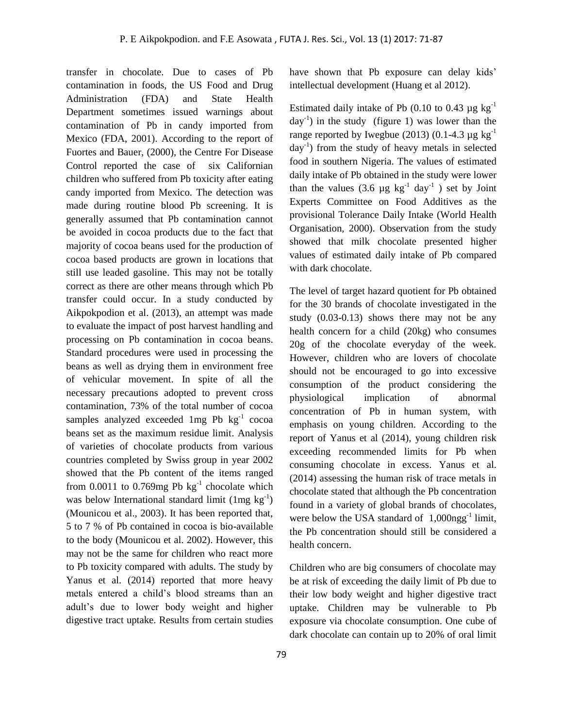transfer in chocolate. Due to cases of Pb contamination in foods, the US Food and Drug Administration (FDA) and State Health Department sometimes issued warnings about contamination of Pb in candy imported from Mexico (FDA, 2001). According to the report of Fuortes and Bauer, (2000), the Centre For Disease Control reported the case of six Californian children who suffered from Pb toxicity after eating candy imported from Mexico. The detection was made during routine blood Pb screening. It is generally assumed that Pb contamination cannot be avoided in cocoa products due to the fact that majority of cocoa beans used for the production of cocoa based products are grown in locations that still use leaded gasoline. This may not be totally correct as there are other means through which Pb transfer could occur. In a study conducted by Aikpokpodion et al. (2013), an attempt was made to evaluate the impact of post harvest handling and processing on Pb contamination in cocoa beans. Standard procedures were used in processing the beans as well as drying them in environment free of vehicular movement. In spite of all the necessary precautions adopted to prevent cross contamination, 73% of the total number of cocoa samples analyzed exceeded 1mg Pb $kg^{-1}$ cocoa beans set as the maximum residue limit. Analysis of varieties of chocolate products from various countries completed by Swiss group in year 2002 showed that the Pb content of the items ranged from 0.0011 to 0.769mg Pb $kg^{-1}$ chocolate which was below International standard limit (1mg $kg^{-1}$) (Mounicou et al., 2003). It has been reported that, 5 to 7 % of Pb contained in cocoa is bio-available to the body (Mounicou et al. 2002). However, this may not be the same for children who react more to Pb toxicity compared with adults. The study by Yanus et al. (2014) reported that more heavy metals entered a child's blood streams than an adult's due to lower body weight and higher digestive tract uptake. Results from certain studies have shown that Pb exposure can delay kids' intellectual development (Huang et al 2012).

Estimated daily intake of Pb (0.10 to 0.43 µg $kg^{-1}$ $day^{-1}$) in the study (figure 1) was lower than the range reported by Iwegbue (2013) (0.1-4.3 µg $kg^{-1}$ $day^{-1}$) from the study of heavy metals in selected food in southern Nigeria. The values of estimated daily intake of Pb obtained in the study were lower than the values (3.6 µg $kg^{-1}$ $day^{-1}$ ) set by Joint Experts Committee on Food Additives as the provisional Tolerance Daily Intake (World Health Organisation, 2000). Observation from the study showed that milk chocolate presented higher values of estimated daily intake of Pb compared with dark chocolate.

The level of target hazard quotient for Pb obtained for the 30 brands of chocolate investigated in the study (0.03-0.13) shows there may not be any health concern for a child (20kg) who consumes 20g of the chocolate everyday of the week. However, children who are lovers of chocolate should not be encouraged to go into excessive consumption of the product considering the physiological implication of abnormal concentration of Pb in human system, with emphasis on young children. According to the report of Yanus et al (2014), young children risk exceeding recommended limits for Pb when consuming chocolate in excess. Yanus et al. (2014) assessing the human risk of trace metals in chocolate stated that although the Pb concentration found in a variety of global brands of chocolates, were below the USA standard of 1,000$ngg^{-1}$ limit, the Pb concentration should still be considered a health concern.

Children who are big consumers of chocolate may be at risk of exceeding the daily limit of Pb due to their low body weight and higher digestive tract uptake. Children may be vulnerable to Pb exposure via chocolate consumption. One cube of dark chocolate can contain up to 20% of oral limit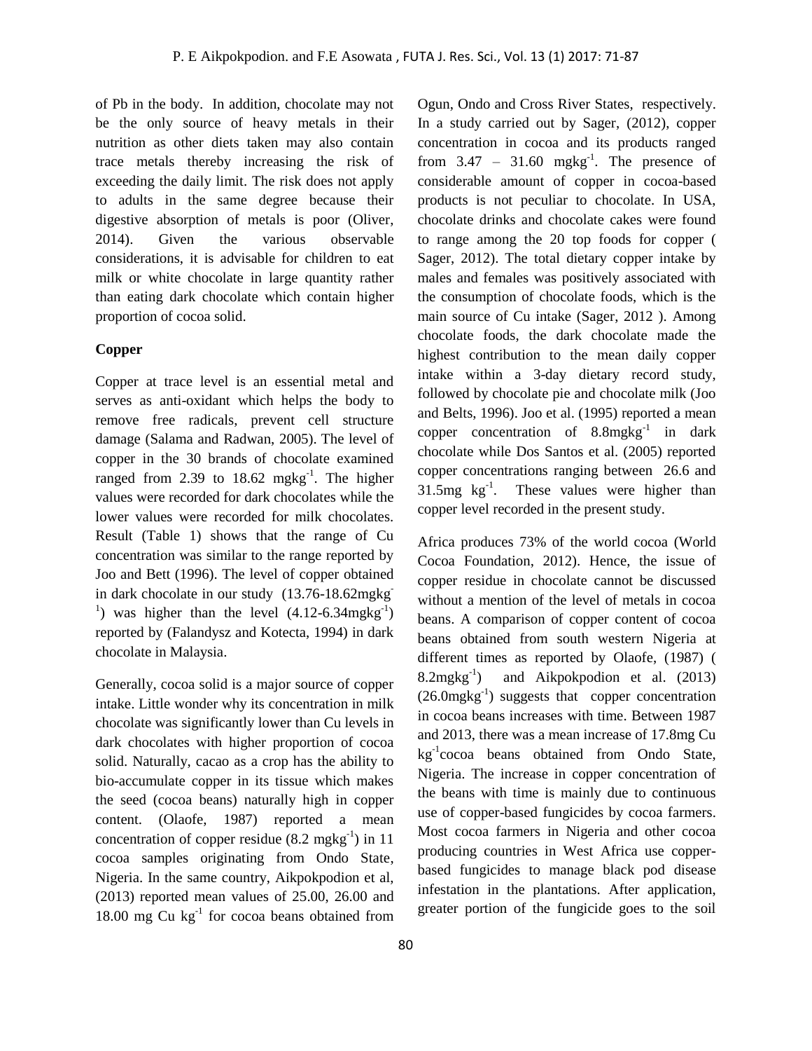of Pb in the body. In addition, chocolate may not be the only source of heavy metals in their nutrition as other diets taken may also contain trace metals thereby increasing the risk of exceeding the daily limit. The risk does not apply to adults in the same degree because their digestive absorption of metals is poor (Oliver, 2014). Given the various observable considerations, it is advisable for children to eat milk or white chocolate in large quantity rather than eating dark chocolate which contain higher proportion of cocoa solid.

**Copper**

Copper at trace level is an essential metal and serves as anti-oxidant which helps the body to remove free radicals, prevent cell structure damage (Salama and Radwan, 2005). The level of copper in the 30 brands of chocolate examined ranged from 2.39 to 18.62 $mgkg^{-1}$. The higher values were recorded for dark chocolates while the lower values were recorded for milk chocolates. Result (Table 1) shows that the range of Cu concentration was similar to the range reported by Joo and Bett (1996). The level of copper obtained in dark chocolate in our study (13.76-18.62$mgkg^{-1}$) was higher than the level (4.12-6.34$mgkg^{-1}$) reported by (Falandysz and Kotecta, 1994) in dark chocolate in Malaysia.

Generally, cocoa solid is a major source of copper intake. Little wonder why its concentration in milk chocolate was significantly lower than Cu levels in dark chocolates with higher proportion of cocoa solid. Naturally, cacao as a crop has the ability to bio-accumulate copper in its tissue which makes the seed (cocoa beans) naturally high in copper content. (Olaofe, 1987) reported a mean concentration of copper residue (8.2 $mgkg^{-1}$) in 11 cocoa samples originating from Ondo State, Nigeria. In the same country, Aikpokpodion et al, (2013) reported mean values of 25.00, 26.00 and 18.00 mg Cu $kg^{-1}$ for cocoa beans obtained from Ogun, Ondo and Cross River States, respectively. In a study carried out by Sager, (2012), copper concentration in cocoa and its products ranged from 3.47 – 31.60 $mgkg^{-1}$. The presence of considerable amount of copper in cocoa-based products is not peculiar to chocolate. In USA, chocolate drinks and chocolate cakes were found to range among the 20 top foods for copper ( Sager, 2012). The total dietary copper intake by males and females was positively associated with the consumption of chocolate foods, which is the main source of Cu intake (Sager, 2012 ). Among chocolate foods, the dark chocolate made the highest contribution to the mean daily copper intake within a 3-day dietary record study, followed by chocolate pie and chocolate milk (Joo and Belts, 1996). Joo et al. (1995) reported a mean copper concentration of 8.8$mgkg^{-1}$ in dark chocolate while Dos Santos et al. (2005) reported copper concentrations ranging between 26.6 and 31.5mg $kg^{-1}$. These values were higher than copper level recorded in the present study.

Africa produces 73% of the world cocoa (World Cocoa Foundation, 2012). Hence, the issue of copper residue in chocolate cannot be discussed without a mention of the level of metals in cocoa beans. A comparison of copper content of cocoa beans obtained from south western Nigeria at different times as reported by Olaofe, (1987) ( 8.2$mgkg^{-1}$) and Aikpokpodion et al. (2013) (26.0$mgkg^{-1}$) suggests that copper concentration in cocoa beans increases with time. Between 1987 and 2013, there was a mean increase of 17.8mg Cu $kg^{-1}$cocoa beans obtained from Ondo State, Nigeria. The increase in copper concentration of the beans with time is mainly due to continuous use of copper-based fungicides by cocoa farmers. Most cocoa farmers in Nigeria and other cocoa producing countries in West Africa use copper-based fungicides to manage black pod disease infestation in the plantations. After application, greater portion of the fungicide goes to the soil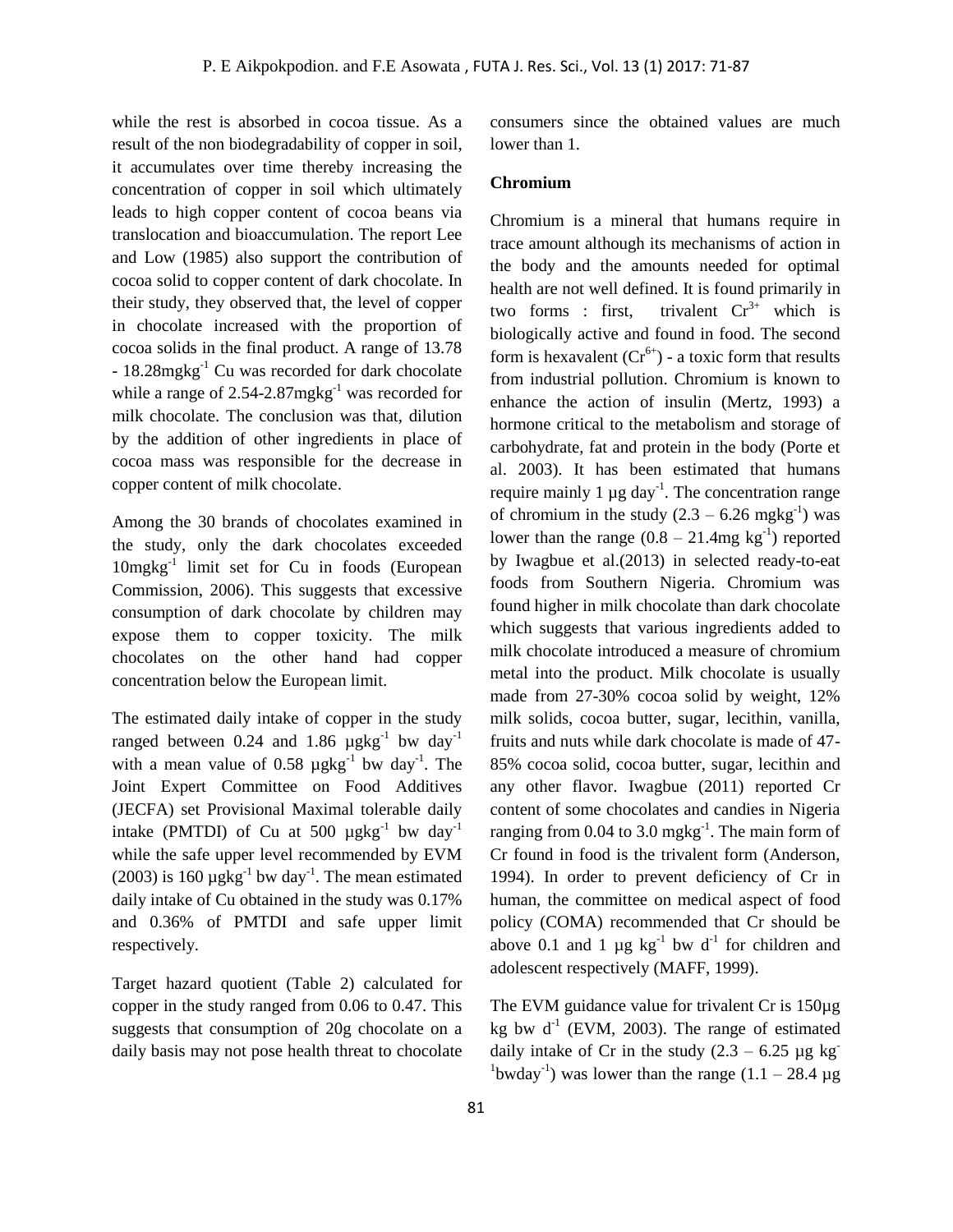while the rest is absorbed in cocoa tissue. As a result of the non biodegradability of copper in soil, it accumulates over time thereby increasing the concentration of copper in soil which ultimately leads to high copper content of cocoa beans via translocation and bioaccumulation. The report Lee and Low (1985) also support the contribution of cocoa solid to copper content of dark chocolate. In their study, they observed that, the level of copper in chocolate increased with the proportion of cocoa solids in the final product. A range of 13.78 - 18.28mgkg$^{-1}$ Cu was recorded for dark chocolate while a range of 2.54-2.87mgkg$^{-1}$ was recorded for milk chocolate. The conclusion was that, dilution by the addition of other ingredients in place of cocoa mass was responsible for the decrease in copper content of milk chocolate.

Among the 30 brands of chocolates examined in the study, only the dark chocolates exceeded 10mgkg$^{-1}$ limit set for Cu in foods (European Commission, 2006). This suggests that excessive consumption of dark chocolate by children may expose them to copper toxicity. The milk chocolates on the other hand had copper concentration below the European limit.

The estimated daily intake of copper in the study ranged between 0.24 and 1.86 µgkg$^{-1}$ bw day$^{-1}$ with a mean value of 0.58 µgkg$^{-1}$ bw day$^{-1}$. The Joint Expert Committee on Food Additives (JECFA) set Provisional Maximal tolerable daily intake (PMTDI) of Cu at 500 µgkg$^{-1}$ bw day$^{-1}$ while the safe upper level recommended by EVM (2003) is 160 µgkg$^{-1}$ bw day$^{-1}$. The mean estimated daily intake of Cu obtained in the study was 0.17% and 0.36% of PMTDI and safe upper limit respectively.

Target hazard quotient (Table 2) calculated for copper in the study ranged from 0.06 to 0.47. This suggests that consumption of 20g chocolate on a daily basis may not pose health threat to chocolate consumers since the obtained values are much lower than 1.

**Chromium**

Chromium is a mineral that humans require in trace amount although its mechanisms of action in the body and the amounts needed for optimal health are not well defined. It is found primarily in two forms : first, trivalent $Cr^{3+}$ which is biologically active and found in food. The second form is hexavalent ($Cr^{6+}$) - a toxic form that results from industrial pollution. Chromium is known to enhance the action of insulin (Mertz, 1993) a hormone critical to the metabolism and storage of carbohydrate, fat and protein in the body (Porte et al. 2003). It has been estimated that humans require mainly 1 µg day$^{-1}$. The concentration range of chromium in the study (2.3 – 6.26 mgkg$^{-1}$) was lower than the range (0.8 – 21.4mg kg$^{-1}$) reported by Iwagbue et al.(2013) in selected ready-to-eat foods from Southern Nigeria. Chromium was found higher in milk chocolate than dark chocolate which suggests that various ingredients added to milk chocolate introduced a measure of chromium metal into the product. Milk chocolate is usually made from 27-30% cocoa solid by weight, 12% milk solids, cocoa butter, sugar, lecithin, vanilla, fruits and nuts while dark chocolate is made of 47-85% cocoa solid, cocoa butter, sugar, lecithin and any other flavor. Iwagbue (2011) reported Cr content of some chocolates and candies in Nigeria ranging from 0.04 to 3.0 mgkg$^{-1}$. The main form of Cr found in food is the trivalent form (Anderson, 1994). In order to prevent deficiency of Cr in human, the committee on medical aspect of food policy (COMA) recommended that Cr should be above 0.1 and 1 µg kg$^{-1}$ bw d$^{-1}$ for children and adolescent respectively (MAFF, 1999).

The EVM guidance value for trivalent Cr is 150µg kg bw d$^{-1}$ (EVM, 2003). The range of estimated daily intake of Cr in the study (2.3 – 6.25 µg kg$^{-1}$bwday$^{-1}$) was lower than the range (1.1 – 28.4 µg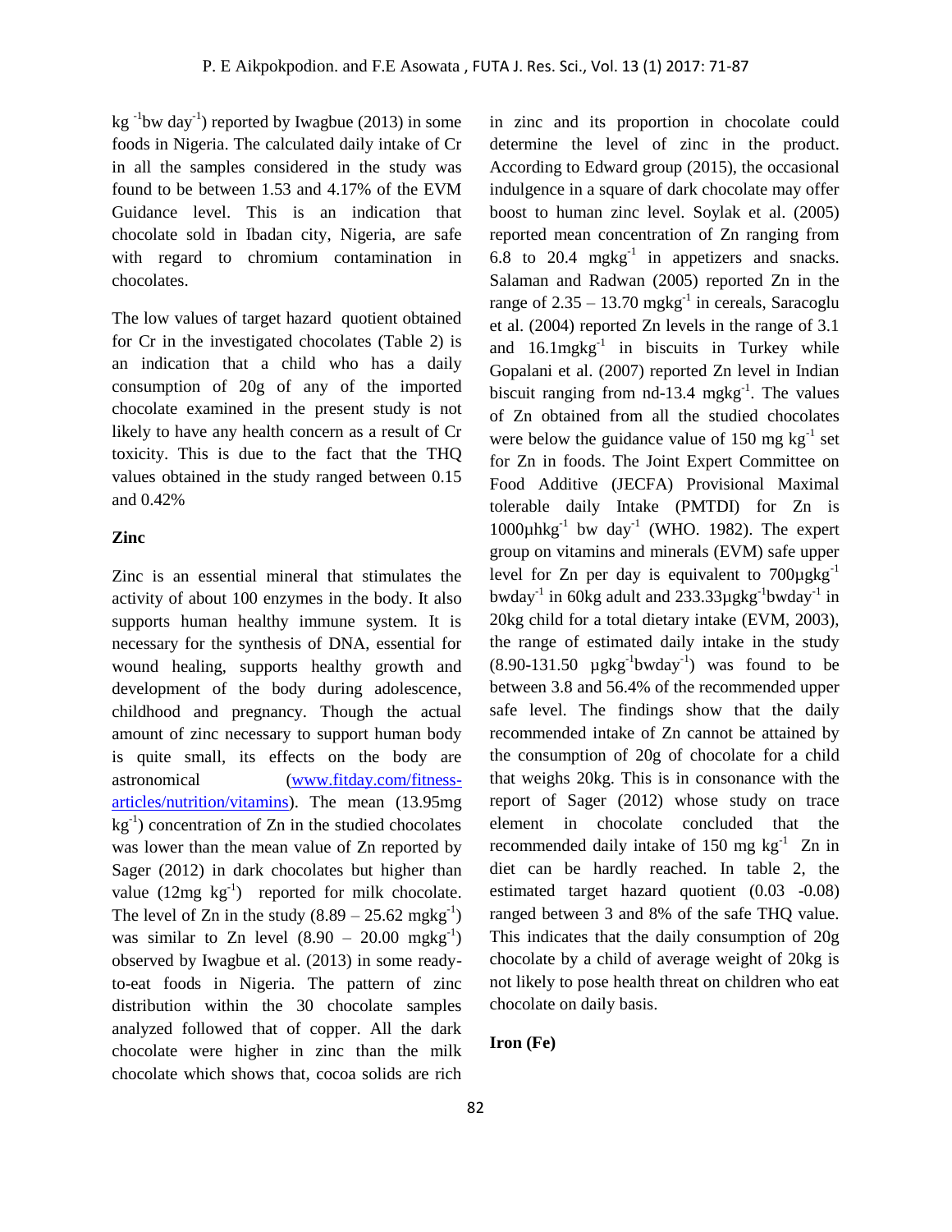$kg^{-1}bw\ day^{-1}$) reported by Iwagbue (2013) in some foods in Nigeria. The calculated daily intake of Cr in all the samples considered in the study was found to be between 1.53 and 4.17% of the EVM Guidance level. This is an indication that chocolate sold in Ibadan city, Nigeria, are safe with regard to chromium contamination in chocolates.

The low values of target hazard quotient obtained for Cr in the investigated chocolates (Table 2) is an indication that a child who has a daily consumption of 20g of any of the imported chocolate examined in the present study is not likely to have any health concern as a result of Cr toxicity. This is due to the fact that the THQ values obtained in the study ranged between 0.15 and 0.42%

## Zinc

Zinc is an essential mineral that stimulates the activity of about 100 enzymes in the body. It also supports human healthy immune system. It is necessary for the synthesis of DNA, essential for wound healing, supports healthy growth and development of the body during adolescence, childhood and pregnancy. Though the actual amount of zinc necessary to support human body is quite small, its effects on the body are astronomical (www.fitday.com/fitness-articles/nutrition/vitamins). The mean (13.95mg $kg^{-1}$) concentration of Zn in the studied chocolates was lower than the mean value of Zn reported by Sager (2012) in dark chocolates but higher than value (12mg $kg^{-1}$) reported for milk chocolate. The level of Zn in the study (8.89 – 25.62 $mgkg^{-1}$) was similar to Zn level (8.90 – 20.00 $mgkg^{-1}$) observed by Iwagbue et al. (2013) in some ready-to-eat foods in Nigeria. The pattern of zinc distribution within the 30 chocolate samples analyzed followed that of copper. All the dark chocolate were higher in zinc than the milk chocolate which shows that, cocoa solids are rich in zinc and its proportion in chocolate could determine the level of zinc in the product. According to Edward group (2015), the occasional indulgence in a square of dark chocolate may offer boost to human zinc level. Soylak et al. (2005) reported mean concentration of Zn ranging from 6.8 to 20.4 $mgkg^{-1}$ in appetizers and snacks. Salaman and Radwan (2005) reported Zn in the range of 2.35 – 13.70 $mgkg^{-1}$ in cereals, Saracoglu et al. (2004) reported Zn levels in the range of 3.1 and 16.1$mgkg^{-1}$ in biscuits in Turkey while Gopalani et al. (2007) reported Zn level in Indian biscuit ranging from nd-13.4 $mgkg^{-1}$. The values of Zn obtained from all the studied chocolates were below the guidance value of 150 mg $kg^{-1}$ set for Zn in foods. The Joint Expert Committee on Food Additive (JECFA) Provisional Maximal tolerable daily Intake (PMTDI) for Zn is 1000$\mu hkg^{-1}$ bw $day^{-1}$ (WHO. 1982). The expert group on vitamins and minerals (EVM) safe upper level for Zn per day is equivalent to 700$\mu gkg^{-1}$ $bwday^{-1}$ in 60kg adult and 233.33$\mu gkg^{-1}bwday^{-1}$ in 20kg child for a total dietary intake (EVM, 2003), the range of estimated daily intake in the study (8.90-131.50 $\mu gkg^{-1}bwday^{-1}$) was found to be between 3.8 and 56.4% of the recommended upper safe level. The findings show that the daily recommended intake of Zn cannot be attained by the consumption of 20g of chocolate for a child that weighs 20kg. This is in consonance with the report of Sager (2012) whose study on trace element in chocolate concluded that the recommended daily intake of 150 mg $kg^{-1}$ Zn in diet can be hardly reached. In table 2, the estimated target hazard quotient (0.03 -0.08) ranged between 3 and 8% of the safe THQ value. This indicates that the daily consumption of 20g chocolate by a child of average weight of 20kg is not likely to pose health threat on children who eat chocolate on daily basis.

## Iron (Fe)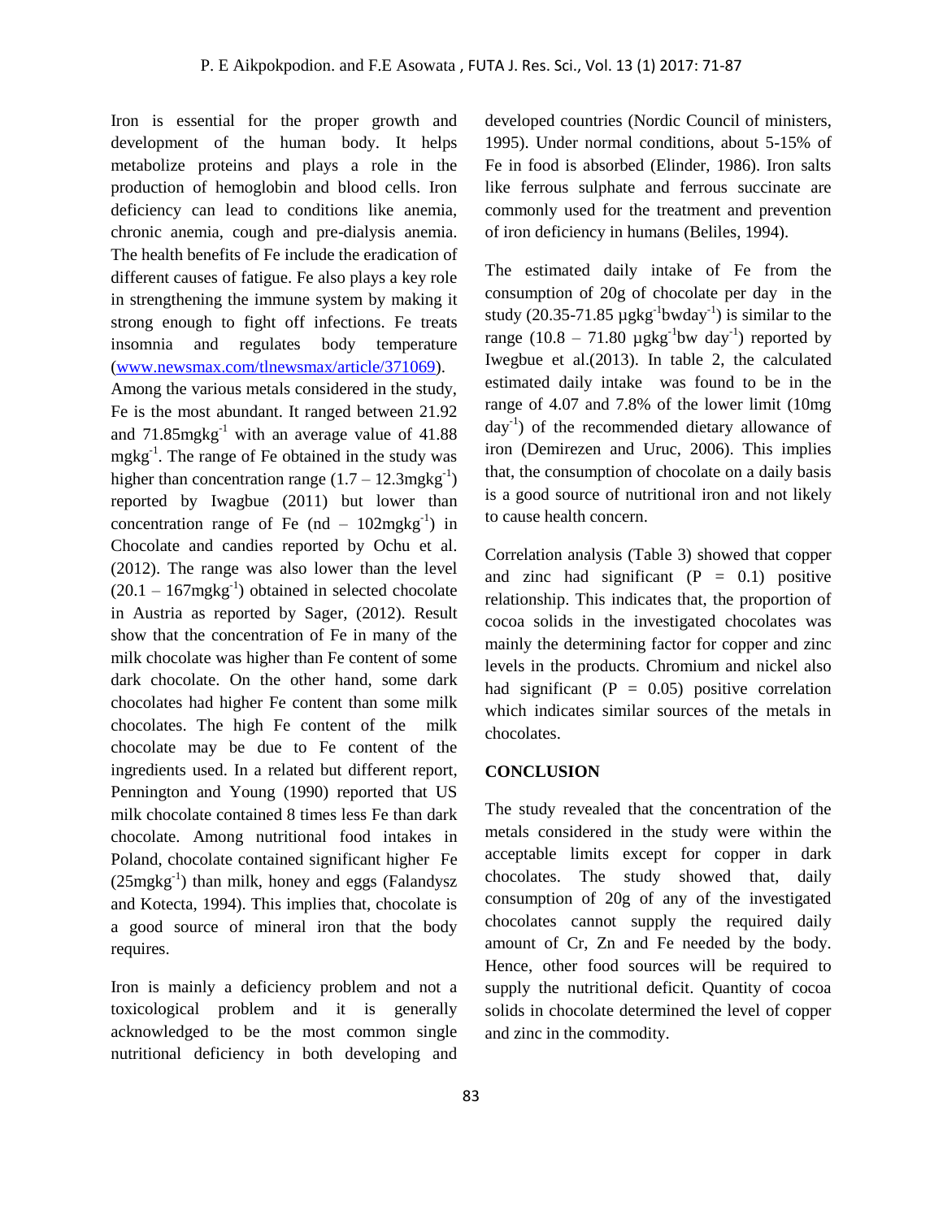Iron is essential for the proper growth and development of the human body. It helps metabolize proteins and plays a role in the production of hemoglobin and blood cells. Iron deficiency can lead to conditions like anemia, chronic anemia, cough and pre-dialysis anemia. The health benefits of Fe include the eradication of different causes of fatigue. Fe also plays a key role in strengthening the immune system by making it strong enough to fight off infections. Fe treats insomnia and regulates body temperature (www.newsmax.com/tlnewsmax/article/371069).

Among the various metals considered in the study, Fe is the most abundant. It ranged between 21.92 and 71.85mgkg$^{-1}$ with an average value of 41.88 mgkg$^{-1}$. The range of Fe obtained in the study was higher than concentration range (1.7 – 12.3mgkg$^{-1}$) reported by Iwagbue (2011) but lower than concentration range of Fe (nd – 102mgkg$^{-1}$) in Chocolate and candies reported by Ochu et al. (2012). The range was also lower than the level (20.1 – 167mgkg$^{-1}$) obtained in selected chocolate in Austria as reported by Sager, (2012). Result show that the concentration of Fe in many of the milk chocolate was higher than Fe content of some dark chocolate. On the other hand, some dark chocolates had higher Fe content than some milk chocolates. The high Fe content of the milk chocolate may be due to Fe content of the ingredients used. In a related but different report, Pennington and Young (1990) reported that US milk chocolate contained 8 times less Fe than dark chocolate. Among nutritional food intakes in Poland, chocolate contained significant higher Fe (25mgkg$^{-1}$) than milk, honey and eggs (Falandysz and Kotecta, 1994). This implies that, chocolate is a good source of mineral iron that the body requires.

Iron is mainly a deficiency problem and not a toxicological problem and it is generally acknowledged to be the most common single nutritional deficiency in both developing and developed countries (Nordic Council of ministers, 1995). Under normal conditions, about 5-15% of Fe in food is absorbed (Elinder, 1986). Iron salts like ferrous sulphate and ferrous succinate are commonly used for the treatment and prevention of iron deficiency in humans (Beliles, 1994).

The estimated daily intake of Fe from the consumption of 20g of chocolate per day in the study (20.35-71.85 µgkg$^{-1}$bwday$^{-1}$) is similar to the range (10.8 – 71.80 µgkg$^{-1}$bw day$^{-1}$) reported by Iwegbue et al.(2013). In table 2, the calculated estimated daily intake was found to be in the range of 4.07 and 7.8% of the lower limit (10mg day$^{-1}$) of the recommended dietary allowance of iron (Demirezen and Uruc, 2006). This implies that, the consumption of chocolate on a daily basis is a good source of nutritional iron and not likely to cause health concern.

Correlation analysis (Table 3) showed that copper and zinc had significant ($P = 0.1$) positive relationship. This indicates that, the proportion of cocoa solids in the investigated chocolates was mainly the determining factor for copper and zinc levels in the products. Chromium and nickel also had significant ($P = 0.05$) positive correlation which indicates similar sources of the metals in chocolates.

## CONCLUSION

The study revealed that the concentration of the metals considered in the study were within the acceptable limits except for copper in dark chocolates. The study showed that, daily consumption of 20g of any of the investigated chocolates cannot supply the required daily amount of Cr, Zn and Fe needed by the body. Hence, other food sources will be required to supply the nutritional deficit. Quantity of cocoa solids in chocolate determined the level of copper and zinc in the commodity.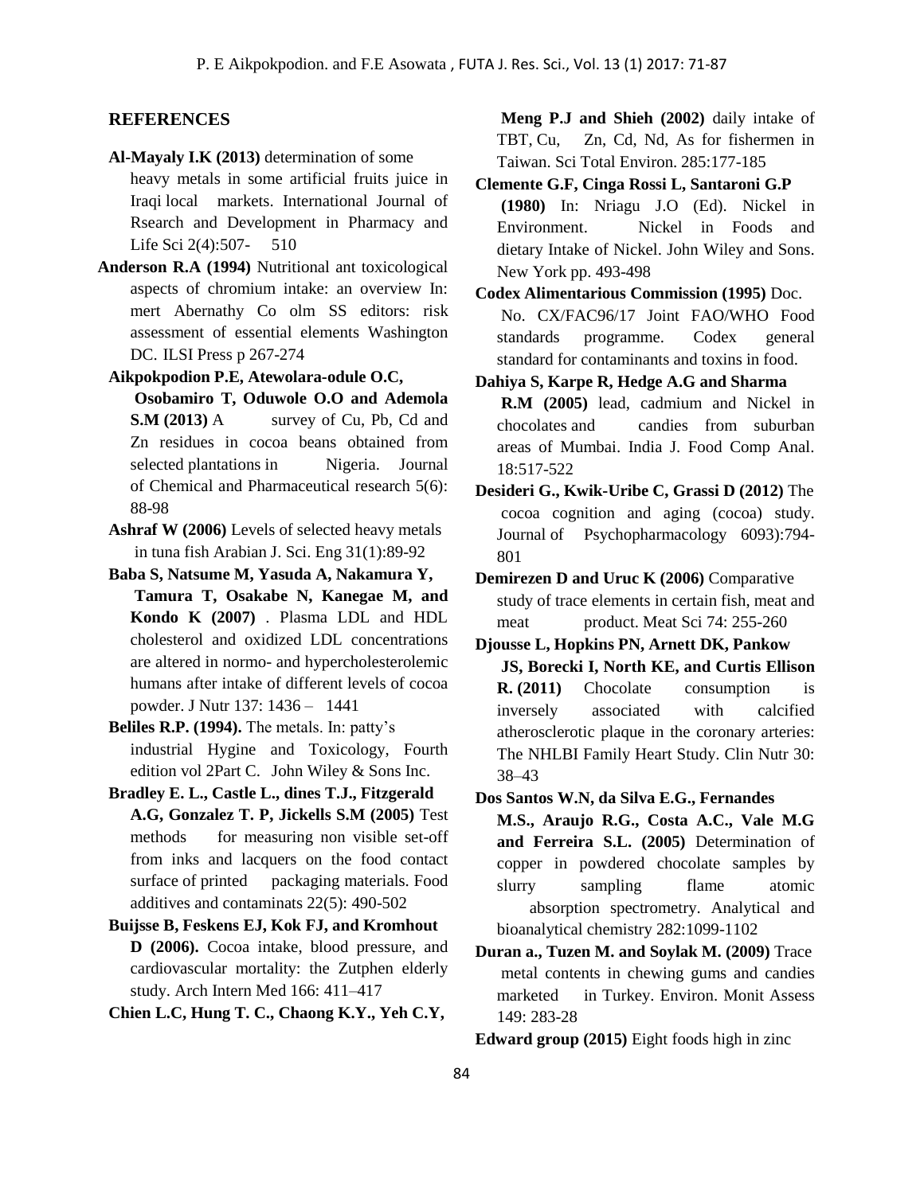## REFERENCES

**Al-Mayaly I.K (2013)** determination of some heavy metals in some artificial fruits juice in Iraqi local markets. International Journal of Rsearch and Development in Pharmacy and Life Sci 2(4):507- 510

**Anderson R.A (1994)** Nutritional ant toxicological aspects of chromium intake: an overview In: mert Abernathy Co olm SS editors: risk assessment of essential elements Washington DC. ILSI Press p 267-274

**Aikpokpodion P.E, Atewolara-odule O.C, Osobamiro T, Oduwole O.O and Ademola S.M (2013)** A survey of Cu, Pb, Cd and Zn residues in cocoa beans obtained from selected plantations in Nigeria. Journal of Chemical and Pharmaceutical research 5(6): 88-98

**Ashraf W (2006)** Levels of selected heavy metals in tuna fish Arabian J. Sci. Eng 31(1):89-92

**Baba S, Natsume M, Yasuda A, Nakamura Y, Tamura T, Osakabe N, Kanegae M, and Kondo K (2007)** . Plasma LDL and HDL cholesterol and oxidized LDL concentrations are altered in normo- and hypercholesterolemic humans after intake of different levels of cocoa powder. J Nutr 137: 1436 – 1441

**Beliles R.P. (1994).** The metals. In: patty's industrial Hygine and Toxicology, Fourth edition vol 2Part C. John Wiley & Sons Inc.

**Bradley E. L., Castle L., dines T.J., Fitzgerald A.G, Gonzalez T. P, Jickells S.M (2005)** Test methods for measuring non visible set-off from inks and lacquers on the food contact surface of printed packaging materials. Food additives and contaminats 22(5): 490-502

**Buijsse B, Feskens EJ, Kok FJ, and Kromhout D (2006).** Cocoa intake, blood pressure, and cardiovascular mortality: the Zutphen elderly study. Arch Intern Med 166: 411–417

**Chien L.C, Hung T. C., Chaong K.Y., Yeh C.Y, Meng P.J and Shieh (2002)** daily intake of TBT, Cu, Zn, Cd, Nd, As for fishermen in Taiwan. Sci Total Environ. 285:177-185

**Clemente G.F, Cinga Rossi L, Santaroni G.P (1980)** In: Nriagu J.O (Ed). Nickel in Environment. Nickel in Foods and dietary Intake of Nickel. John Wiley and Sons. New York pp. 493-498

**Codex Alimentarious Commission (1995)** Doc. No. CX/FAC96/17 Joint FAO/WHO Food standards programme. Codex general standard for contaminants and toxins in food.

**Dahiya S, Karpe R, Hedge A.G and Sharma R.M (2005)** lead, cadmium and Nickel in chocolates and candies from suburban areas of Mumbai. India J. Food Comp Anal. 18:517-522

**Desideri G., Kwik-Uribe C, Grassi D (2012)** The cocoa cognition and aging (cocoa) study. Journal of Psychopharmacology 6093):794-801

**Demirezen D and Uruc K (2006)** Comparative study of trace elements in certain fish, meat and meat product. Meat Sci 74: 255-260

**Djousse L, Hopkins PN, Arnett DK, Pankow JS, Borecki I, North KE, and Curtis Ellison R. (2011)** Chocolate consumption is inversely associated with calcified atherosclerotic plaque in the coronary arteries: The NHLBI Family Heart Study. Clin Nutr 30: 38–43

**Dos Santos W.N, da Silva E.G., Fernandes M.S., Araujo R.G., Costa A.C., Vale M.G and Ferreira S.L. (2005)** Determination of copper in powdered chocolate samples by slurry sampling flame atomic absorption spectrometry. Analytical and bioanalytical chemistry 282:1099-1102

**Duran a., Tuzen M. and Soylak M. (2009)** Trace metal contents in chewing gums and candies marketed in Turkey. Environ. Monit Assess 149: 283-28

**Edward group (2015)** Eight foods high in zinc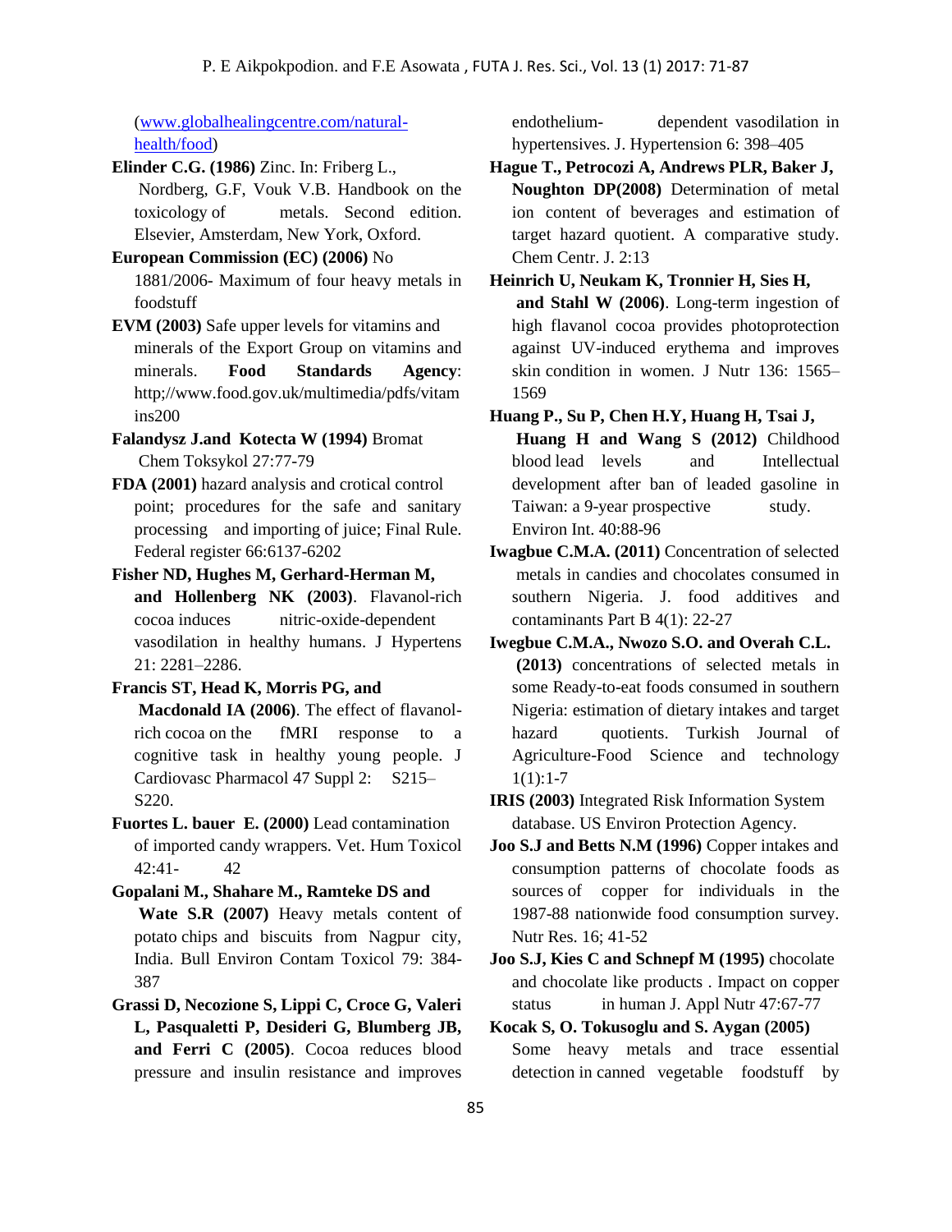(www.globalhealingcentre.com/natural-health/food)

**Elinder C.G. (1986)** Zinc. In: Friberg L., Nordberg, G.F, Vouk V.B. Handbook on the toxicology of metals. Second edition. Elsevier, Amsterdam, New York, Oxford.

**European Commission (EC) (2006)** No 1881/2006- Maximum of four heavy metals in foodstuff

**EVM (2003)** Safe upper levels for vitamins and minerals of the Export Group on vitamins and minerals. **Food Standards Agency**: http;//www.food.gov.uk/multimedia/pdfs/vitamins200

**Falandysz J.and Kotecta W (1994)** Bromat Chem Toksykol 27:77-79

**FDA (2001)** hazard analysis and crotical control point; procedures for the safe and sanitary processing and importing of juice; Final Rule. Federal register 66:6137-6202

**Fisher ND, Hughes M, Gerhard-Herman M, and Hollenberg NK (2003)**. Flavanol-rich cocoa induces nitric-oxide-dependent vasodilation in healthy humans. J Hypertens 21: 2281–2286.

**Francis ST, Head K, Morris PG, and Macdonald IA (2006)**. The effect of flavanol-rich cocoa on the fMRI response to a cognitive task in healthy young people. J Cardiovasc Pharmacol 47 Suppl 2: S215–S220.

**Fuortes L. bauer E. (2000)** Lead contamination of imported candy wrappers. Vet. Hum Toxicol 42:41- 42

**Gopalani M., Shahare M., Ramteke DS and Wate S.R (2007)** Heavy metals content of potato chips and biscuits from Nagpur city, India. Bull Environ Contam Toxicol 79: 384-387

**Grassi D, Necozione S, Lippi C, Croce G, Valeri L, Pasqualetti P, Desideri G, Blumberg JB, and Ferri C (2005)**. Cocoa reduces blood pressure and insulin resistance and improves endothelium- dependent vasodilation in hypertensives. J. Hypertension 6: 398–405

**Hague T., Petrocozi A, Andrews PLR, Baker J, Noughton DP(2008)** Determination of metal ion content of beverages and estimation of target hazard quotient. A comparative study. Chem Centr. J. 2:13

**Heinrich U, Neukam K, Tronnier H, Sies H, and Stahl W (2006)**. Long-term ingestion of high flavanol cocoa provides photoprotection against UV-induced erythema and improves skin condition in women. J Nutr 136: 1565–1569

**Huang P., Su P, Chen H.Y, Huang H, Tsai J, Huang H and Wang S (2012)** Childhood blood lead levels and Intellectual development after ban of leaded gasoline in Taiwan: a 9-year prospective study. Environ Int. 40:88-96

**Iwagbue C.M.A. (2011)** Concentration of selected metals in candies and chocolates consumed in southern Nigeria. J. food additives and contaminants Part B 4(1): 22-27

**Iwegbue C.M.A., Nwozo S.O. and Overah C.L. (2013)** concentrations of selected metals in some Ready-to-eat foods consumed in southern Nigeria: estimation of dietary intakes and target hazard quotients. Turkish Journal of Agriculture-Food Science and technology 1(1):1-7

**IRIS (2003)** Integrated Risk Information System database. US Environ Protection Agency.

**Joo S.J and Betts N.M (1996)** Copper intakes and consumption patterns of chocolate foods as sources of copper for individuals in the 1987-88 nationwide food consumption survey. Nutr Res. 16; 41-52

**Joo S.J, Kies C and Schnepf M (1995)** chocolate and chocolate like products . Impact on copper status in human J. Appl Nutr 47:67-77

**Kocak S, O. Tokusoglu and S. Aygan (2005)** Some heavy metals and trace essential detection in canned vegetable foodstuff by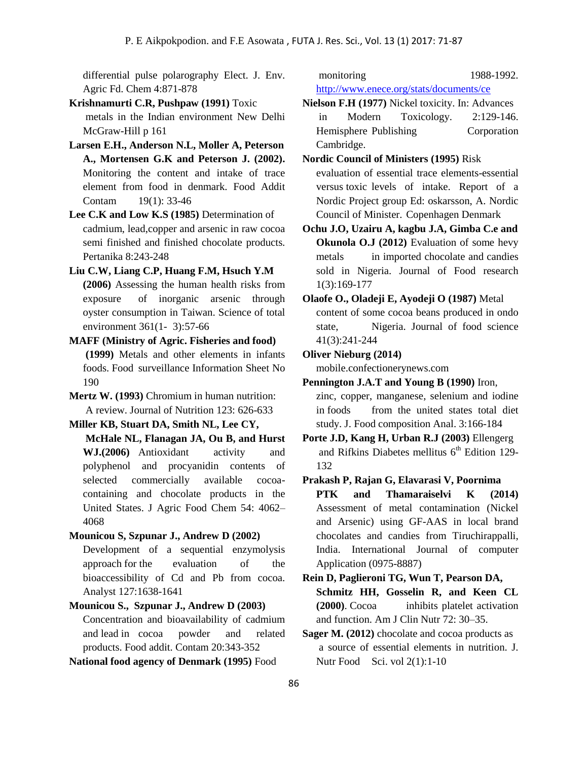differential pulse polarography Elect. J. Env. Agric Fd. Chem 4:871-878

**Krishnamurti C.R, Pushpaw (1991)** Toxic metals in the Indian environment New Delhi McGraw-Hill p 161

**Larsen E.H., Anderson N.L, Moller A, Peterson A., Mortensen G.K and Peterson J. (2002).** Monitoring the content and intake of trace element from food in denmark. Food Addit Contam 19(1): 33-46

**Lee C.K and Low K.S (1985)** Determination of cadmium, lead,copper and arsenic in raw cocoa semi finished and finished chocolate products. Pertanika 8:243-248

**Liu C.W, Liang C.P, Huang F.M, Hsuch Y.M (2006)** Assessing the human health risks from exposure of inorganic arsenic through oyster consumption in Taiwan. Science of total environment 361(1- 3):57-66

**MAFF (Ministry of Agric. Fisheries and food) (1999)** Metals and other elements in infants foods. Food surveillance Information Sheet No 190

**Mertz W. (1993)** Chromium in human nutrition: A review. Journal of Nutrition 123: 626-633

**Miller KB, Stuart DA, Smith NL, Lee CY, McHale NL, Flanagan JA, Ou B, and Hurst WJ.(2006)** Antioxidant activity and polyphenol and procyanidin contents of selected commercially available cocoa-containing and chocolate products in the United States. J Agric Food Chem 54: 4062–4068

**Mounicou S, Szpunar J., Andrew D (2002)** Development of a sequential enzymolysis approach for the evaluation of the bioaccessibility of Cd and Pb from cocoa. Analyst 127:1638-1641

**Mounicou S., Szpunar J., Andrew D (2003)** Concentration and bioavailability of cadmium and lead in cocoa powder and related products. Food addit. Contam 20:343-352

**National food agency of Denmark (1995)** Food monitoring 1988-1992. http://www.enece.org/stats/documents/ce

**Nielson F.H (1977)** Nickel toxicity. In: Advances in Modern Toxicology. 2:129-146. Hemisphere Publishing Corporation Cambridge.

**Nordic Council of Ministers (1995)** Risk evaluation of essential trace elements-essential versus toxic levels of intake. Report of a Nordic Project group Ed: oskarsson, A. Nordic Council of Minister. Copenhagen Denmark

**Ochu J.O, Uzairu A, kagbu J.A, Gimba C.e and Okunola O.J (2012)** Evaluation of some hevy metals in imported chocolate and candies sold in Nigeria. Journal of Food research 1(3):169-177

**Olaofe O., Oladeji E, Ayodeji O (1987)** Metal content of some cocoa beans produced in ondo state, Nigeria. Journal of food science 41(3):241-244

**Oliver Nieburg (2014)** mobile.confectionerynews.com

**Pennington J.A.T and Young B (1990)** Iron, zinc, copper, manganese, selenium and iodine in foods from the united states total diet study. J. Food composition Anal. 3:166-184

**Porte J.D, Kang H, Urban R.J (2003)** Ellengerg and Rifkins Diabetes mellitus 6th Edition 129-132

**Prakash P, Rajan G, Elavarasi V, Poornima PTK and Thamaraiselvi K (2014)** Assessment of metal contamination (Nickel and Arsenic) using GF-AAS in local brand chocolates and candies from Tiruchirappalli, India. International Journal of computer Application (0975-8887)

**Rein D, Paglieroni TG, Wun T, Pearson DA, Schmitz HH, Gosselin R, and Keen CL (2000)**. Cocoa inhibits platelet activation and function. Am J Clin Nutr 72: 30–35.

**Sager M. (2012)** chocolate and cocoa products as a source of essential elements in nutrition. J. Nutr Food Sci. vol 2(1):1-10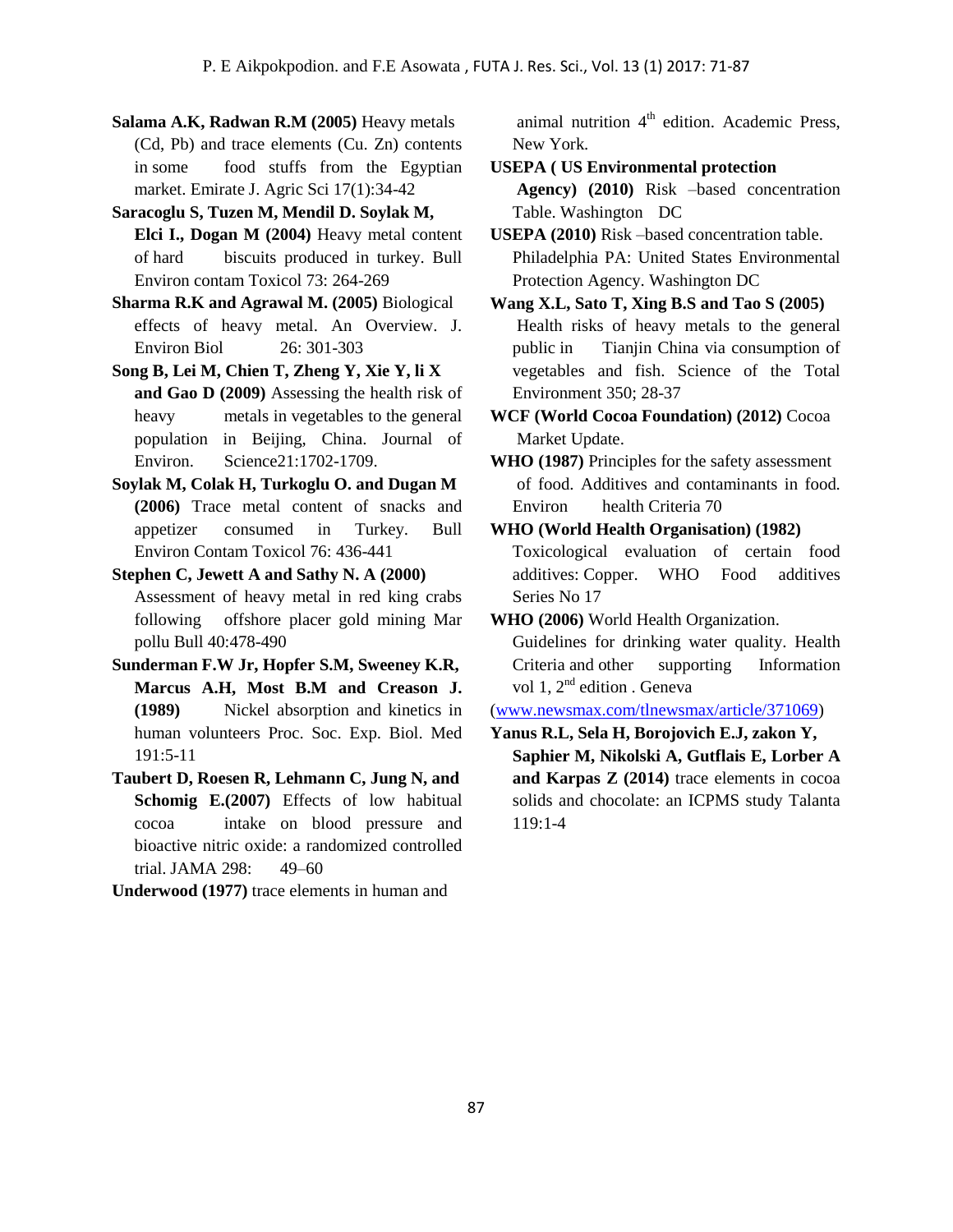**Salama A.K, Radwan R.M (2005)** Heavy metals (Cd, Pb) and trace elements (Cu. Zn) contents in some food stuffs from the Egyptian market. Emirate J. Agric Sci 17(1):34-42

**Saracoglu S, Tuzen M, Mendil D. Soylak M, Elci I., Dogan M (2004)** Heavy metal content of hard biscuits produced in turkey. Bull Environ contam Toxicol 73: 264-269

**Sharma R.K and Agrawal M. (2005)** Biological effects of heavy metal. An Overview. J. Environ Biol 26: 301-303

**Song B, Lei M, Chien T, Zheng Y, Xie Y, li X and Gao D (2009)** Assessing the health risk of heavy metals in vegetables to the general population in Beijing, China. Journal of Environ. Science21:1702-1709.

**Soylak M, Colak H, Turkoglu O. and Dugan M (2006)** Trace metal content of snacks and appetizer consumed in Turkey. Bull Environ Contam Toxicol 76: 436-441

**Stephen C, Jewett A and Sathy N. A (2000)** Assessment of heavy metal in red king crabs following offshore placer gold mining Mar pollu Bull 40:478-490

**Sunderman F.W Jr, Hopfer S.M, Sweeney K.R, Marcus A.H, Most B.M and Creason J. (1989)** Nickel absorption and kinetics in human volunteers Proc. Soc. Exp. Biol. Med 191:5-11

**Taubert D, Roesen R, Lehmann C, Jung N, and Schomig E.(2007)** Effects of low habitual cocoa intake on blood pressure and bioactive nitric oxide: a randomized controlled trial. JAMA 298: 49–60

**Underwood (1977)** trace elements in human and animal nutrition 4th edition. Academic Press, New York.

**USEPA ( US Environmental protection Agency) (2010)** Risk –based concentration Table. Washington DC

**USEPA (2010)** Risk –based concentration table. Philadelphia PA: United States Environmental Protection Agency. Washington DC

**Wang X.L, Sato T, Xing B.S and Tao S (2005)** Health risks of heavy metals to the general public in Tianjin China via consumption of vegetables and fish. Science of the Total Environment 350; 28-37

**WCF (World Cocoa Foundation) (2012)** Cocoa Market Update.

**WHO (1987)** Principles for the safety assessment of food. Additives and contaminants in food. Environ health Criteria 70

**WHO (World Health Organisation) (1982)** Toxicological evaluation of certain food additives: Copper. WHO Food additives Series No 17

**WHO (2006)** World Health Organization. Guidelines for drinking water quality. Health Criteria and other supporting Information vol 1, 2nd edition . Geneva

(www.newsmax.com/tlnewsmax/article/371069)

**Yanus R.L, Sela H, Borojovich E.J, zakon Y, Saphier M, Nikolski A, Gutflais E, Lorber A and Karpas Z (2014)** trace elements in cocoa solids and chocolate: an ICPMS study Talanta 119:1-4